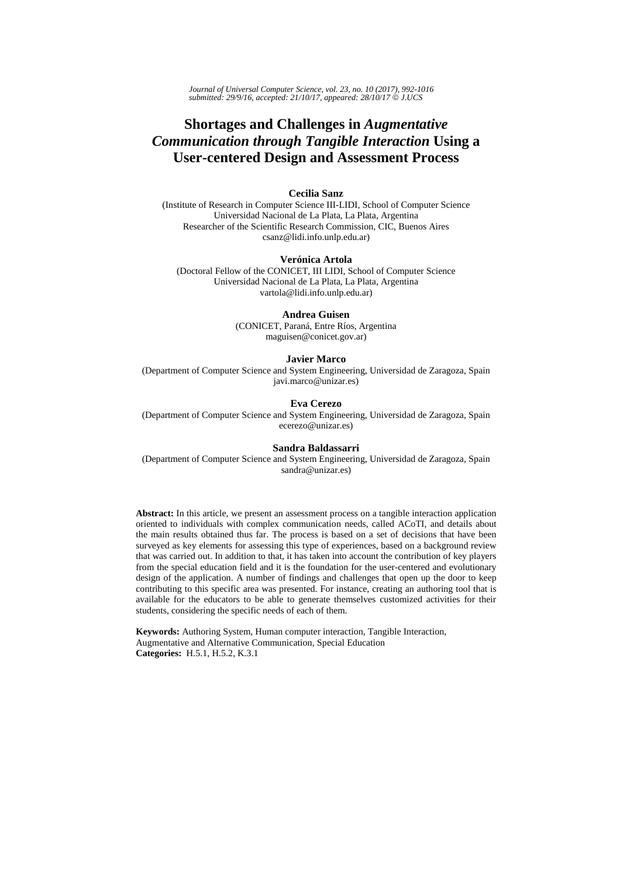# Shortages and Challenges in *Augmentative Communication through Tangible Interaction* Using a User-centered Design and Assessment Process

**Cecilia Sanz**

(Institute of Research in Computer Science III-LIDI, School of Computer Science
Universidad Nacional de La Plata, La Plata, Argentina
Researcher of the Scientific Research Commission, CIC, Buenos Aires
csanz@lidi.info.unlp.edu.ar)

**Verónica Artola**

(Doctoral Fellow of the CONICET, III LIDI, School of Computer Science
Universidad Nacional de La Plata, La Plata, Argentina
vartola@lidi.info.unlp.edu.ar)

**Andrea Guisen**

(CONICET, Paraná, Entre Ríos, Argentina
maguisen@conicet.gov.ar)

**Javier Marco**

(Department of Computer Science and System Engineering, Universidad de Zaragoza, Spain
javi.marco@unizar.es)

**Eva Cerezo**

(Department of Computer Science and System Engineering, Universidad de Zaragoza, Spain
ecerezo@unizar.es)

**Sandra Baldassarri**

(Department of Computer Science and System Engineering, Universidad de Zaragoza, Spain
sandra@unizar.es)

**Abstract:** In this article, we present an assessment process on a tangible interaction application oriented to individuals with complex communication needs, called ACoTI, and details about the main results obtained thus far. The process is based on a set of decisions that have been surveyed as key elements for assessing this type of experiences, based on a background review that was carried out. In addition to that, it has taken into account the contribution of key players from the special education field and it is the foundation for the user-centered and evolutionary design of the application. A number of findings and challenges that open up the door to keep contributing to this specific area was presented. For instance, creating an authoring tool that is available for the educators to be able to generate themselves customized activities for their students, considering the specific needs of each of them.

**Keywords:** Authoring System, Human computer interaction, Tangible Interaction, Augmentative and Alternative Communication, Special Education

**Categories:** H.5.1, H.5.2, K.3.1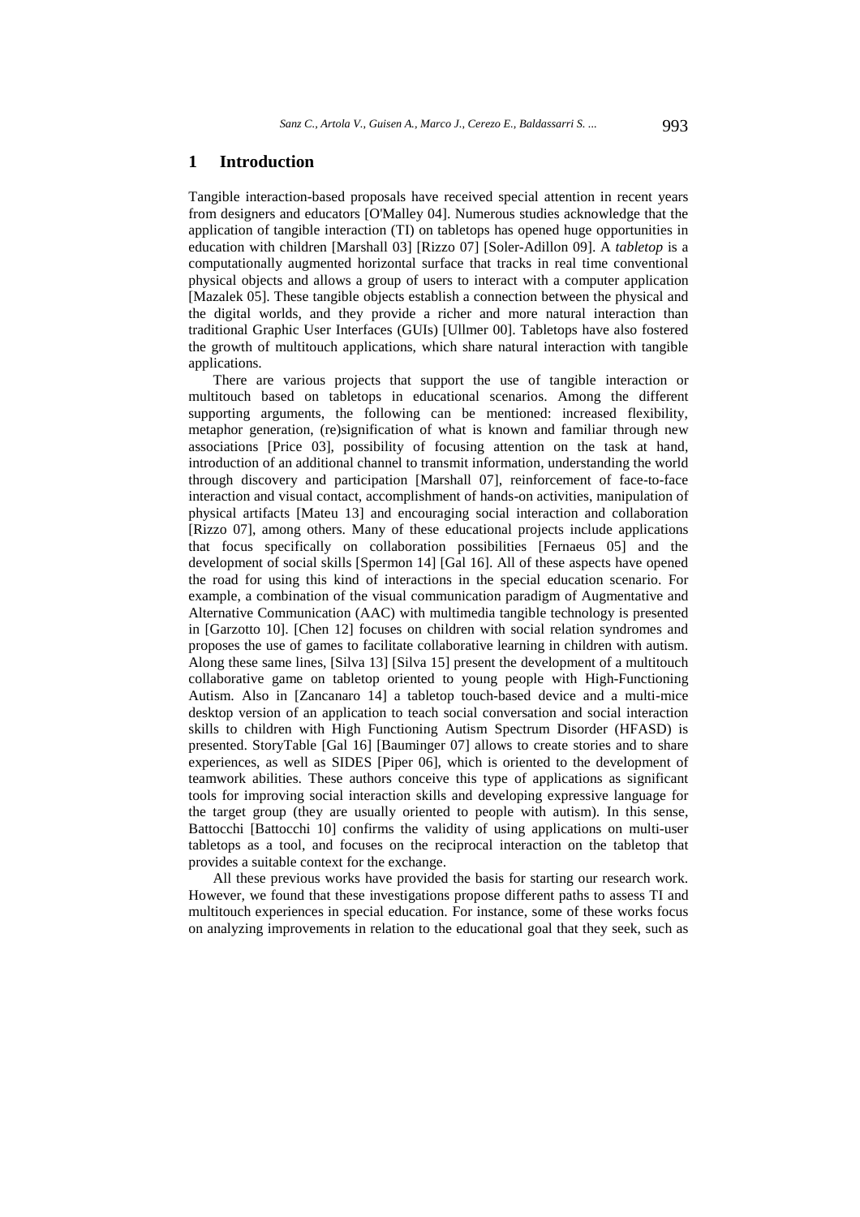# 1 Introduction

Tangible interaction-based proposals have received special attention in recent years from designers and educators [O'Malley 04]. Numerous studies acknowledge that the application of tangible interaction (TI) on tabletops has opened huge opportunities in education with children [Marshall 03] [Rizzo 07] [Soler-Adillon 09]. A *tabletop* is a computationally augmented horizontal surface that tracks in real time conventional physical objects and allows a group of users to interact with a computer application [Mazalek 05]. These tangible objects establish a connection between the physical and the digital worlds, and they provide a richer and more natural interaction than traditional Graphic User Interfaces (GUIs) [Ullmer 00]. Tabletops have also fostered the growth of multitouch applications, which share natural interaction with tangible applications.

There are various projects that support the use of tangible interaction or multitouch based on tabletops in educational scenarios. Among the different supporting arguments, the following can be mentioned: increased flexibility, metaphor generation, (re)signification of what is known and familiar through new associations [Price 03], possibility of focusing attention on the task at hand, introduction of an additional channel to transmit information, understanding the world through discovery and participation [Marshall 07], reinforcement of face-to-face interaction and visual contact, accomplishment of hands-on activities, manipulation of physical artifacts [Mateu 13] and encouraging social interaction and collaboration [Rizzo 07], among others. Many of these educational projects include applications that focus specifically on collaboration possibilities [Fernaeus 05] and the development of social skills [Spermon 14] [Gal 16]. All of these aspects have opened the road for using this kind of interactions in the special education scenario. For example, a combination of the visual communication paradigm of Augmentative and Alternative Communication (AAC) with multimedia tangible technology is presented in [Garzotto 10]. [Chen 12] focuses on children with social relation syndromes and proposes the use of games to facilitate collaborative learning in children with autism. Along these same lines, [Silva 13] [Silva 15] present the development of a multitouch collaborative game on tabletop oriented to young people with High-Functioning Autism. Also in [Zancanaro 14] a tabletop touch-based device and a multi-mice desktop version of an application to teach social conversation and social interaction skills to children with High Functioning Autism Spectrum Disorder (HFASD) is presented. StoryTable [Gal 16] [Bauminger 07] allows to create stories and to share experiences, as well as SIDES [Piper 06], which is oriented to the development of teamwork abilities. These authors conceive this type of applications as significant tools for improving social interaction skills and developing expressive language for the target group (they are usually oriented to people with autism). In this sense, Battocchi [Battocchi 10] confirms the validity of using applications on multi-user tabletops as a tool, and focuses on the reciprocal interaction on the tabletop that provides a suitable context for the exchange.

All these previous works have provided the basis for starting our research work. However, we found that these investigations propose different paths to assess TI and multitouch experiences in special education. For instance, some of these works focus on analyzing improvements in relation to the educational goal that they seek, such as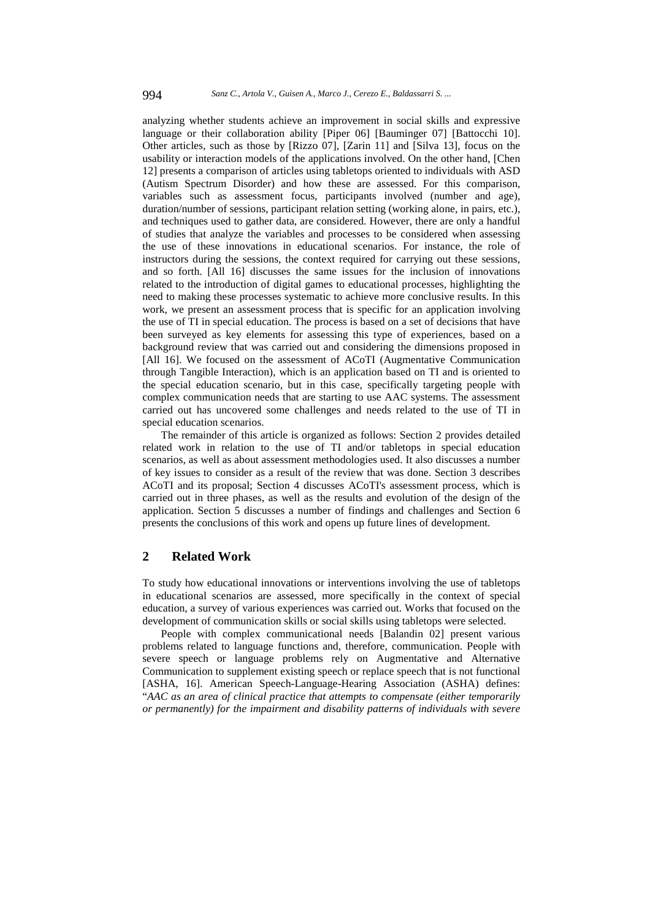analyzing whether students achieve an improvement in social skills and expressive language or their collaboration ability [Piper 06] [Bauminger 07] [Battocchi 10]. Other articles, such as those by [Rizzo 07], [Zarin 11] and [Silva 13], focus on the usability or interaction models of the applications involved. On the other hand, [Chen 12] presents a comparison of articles using tabletops oriented to individuals with ASD (Autism Spectrum Disorder) and how these are assessed. For this comparison, variables such as assessment focus, participants involved (number and age), duration/number of sessions, participant relation setting (working alone, in pairs, etc.), and techniques used to gather data, are considered. However, there are only a handful of studies that analyze the variables and processes to be considered when assessing the use of these innovations in educational scenarios. For instance, the role of instructors during the sessions, the context required for carrying out these sessions, and so forth. [All 16] discusses the same issues for the inclusion of innovations related to the introduction of digital games to educational processes, highlighting the need to making these processes systematic to achieve more conclusive results. In this work, we present an assessment process that is specific for an application involving the use of TI in special education. The process is based on a set of decisions that have been surveyed as key elements for assessing this type of experiences, based on a background review that was carried out and considering the dimensions proposed in [All 16]. We focused on the assessment of ACoTI (Augmentative Communication through Tangible Interaction), which is an application based on TI and is oriented to the special education scenario, but in this case, specifically targeting people with complex communication needs that are starting to use AAC systems. The assessment carried out has uncovered some challenges and needs related to the use of TI in special education scenarios.

The remainder of this article is organized as follows: Section 2 provides detailed related work in relation to the use of TI and/or tabletops in special education scenarios, as well as about assessment methodologies used. It also discusses a number of key issues to consider as a result of the review that was done. Section 3 describes ACoTI and its proposal; Section 4 discusses ACoTI's assessment process, which is carried out in three phases, as well as the results and evolution of the design of the application. Section 5 discusses a number of findings and challenges and Section 6 presents the conclusions of this work and opens up future lines of development.

## 2 Related Work

To study how educational innovations or interventions involving the use of tabletops in educational scenarios are assessed, more specifically in the context of special education, a survey of various experiences was carried out. Works that focused on the development of communication skills or social skills using tabletops were selected.

People with complex communicational needs [Balandin 02] present various problems related to language functions and, therefore, communication. People with severe speech or language problems rely on Augmentative and Alternative Communication to supplement existing speech or replace speech that is not functional [ASHA, 16]. American Speech-Language-Hearing Association (ASHA) defines: "*AAC as an area of clinical practice that attempts to compensate (either temporarily or permanently) for the impairment and disability patterns of individuals with severe*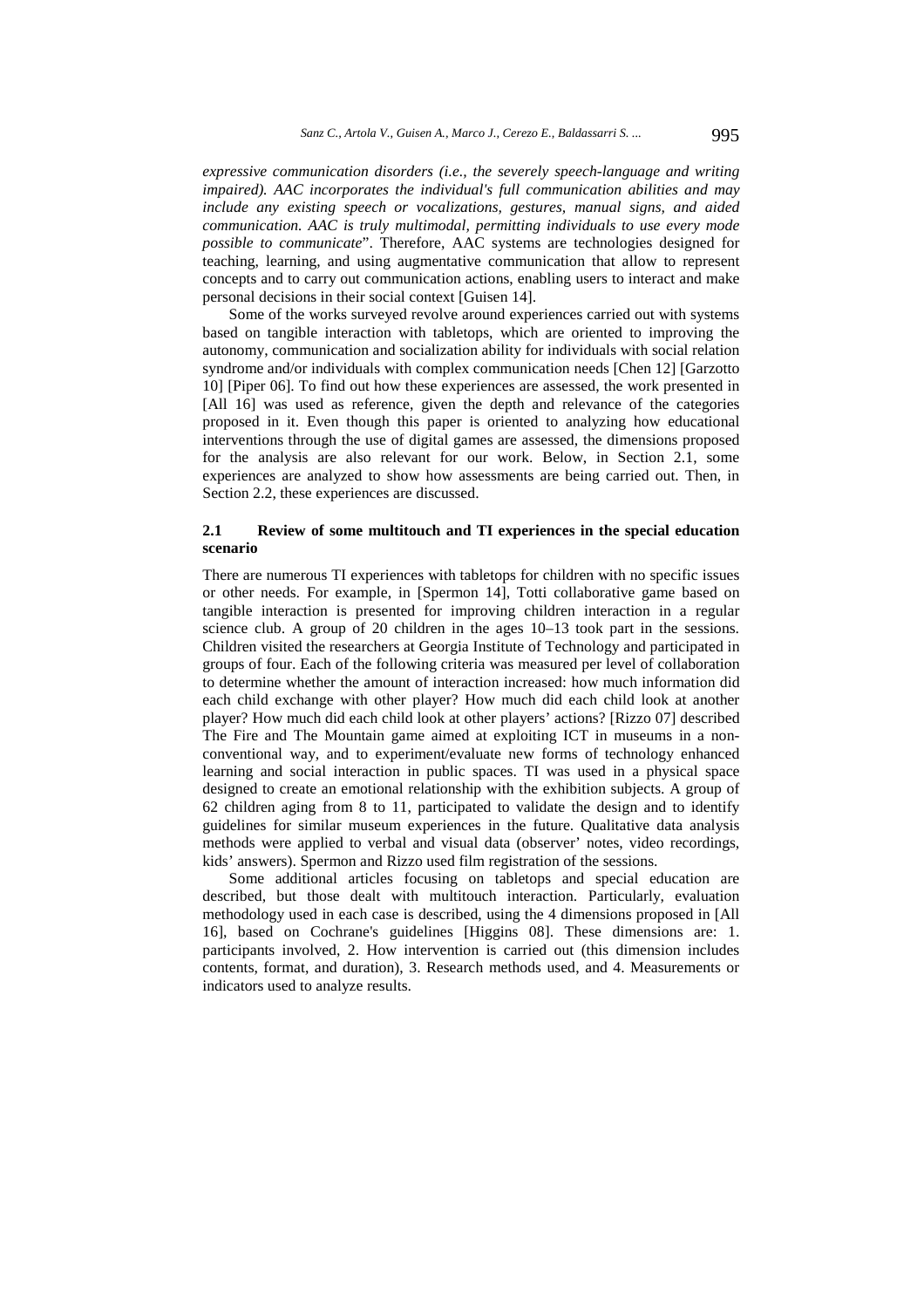*expressive communication disorders (i.e., the severely speech-language and writing impaired). AAC incorporates the individual's full communication abilities and may include any existing speech or vocalizations, gestures, manual signs, and aided communication. AAC is truly multimodal, permitting individuals to use every mode possible to communicate*". Therefore, AAC systems are technologies designed for teaching, learning, and using augmentative communication that allow to represent concepts and to carry out communication actions, enabling users to interact and make personal decisions in their social context [Guisen 14].

Some of the works surveyed revolve around experiences carried out with systems based on tangible interaction with tabletops, which are oriented to improving the autonomy, communication and socialization ability for individuals with social relation syndrome and/or individuals with complex communication needs [Chen 12] [Garzotto 10] [Piper 06]. To find out how these experiences are assessed, the work presented in [All 16] was used as reference, given the depth and relevance of the categories proposed in it. Even though this paper is oriented to analyzing how educational interventions through the use of digital games are assessed, the dimensions proposed for the analysis are also relevant for our work. Below, in Section 2.1, some experiences are analyzed to show how assessments are being carried out. Then, in Section 2.2, these experiences are discussed.

### 2.1 Review of some multitouch and TI experiences in the special education scenario

There are numerous TI experiences with tabletops for children with no specific issues or other needs. For example, in [Spermon 14], Totti collaborative game based on tangible interaction is presented for improving children interaction in a regular science club. A group of 20 children in the ages 10–13 took part in the sessions. Children visited the researchers at Georgia Institute of Technology and participated in groups of four. Each of the following criteria was measured per level of collaboration to determine whether the amount of interaction increased: how much information did each child exchange with other player? How much did each child look at another player? How much did each child look at other players' actions? [Rizzo 07] described The Fire and The Mountain game aimed at exploiting ICT in museums in a non-conventional way, and to experiment/evaluate new forms of technology enhanced learning and social interaction in public spaces. TI was used in a physical space designed to create an emotional relationship with the exhibition subjects. A group of 62 children aging from 8 to 11, participated to validate the design and to identify guidelines for similar museum experiences in the future. Qualitative data analysis methods were applied to verbal and visual data (observer' notes, video recordings, kids' answers). Spermon and Rizzo used film registration of the sessions.

Some additional articles focusing on tabletops and special education are described, but those dealt with multitouch interaction. Particularly, evaluation methodology used in each case is described, using the 4 dimensions proposed in [All 16], based on Cochrane's guidelines [Higgins 08]. These dimensions are: 1. participants involved, 2. How intervention is carried out (this dimension includes contents, format, and duration), 3. Research methods used, and 4. Measurements or indicators used to analyze results.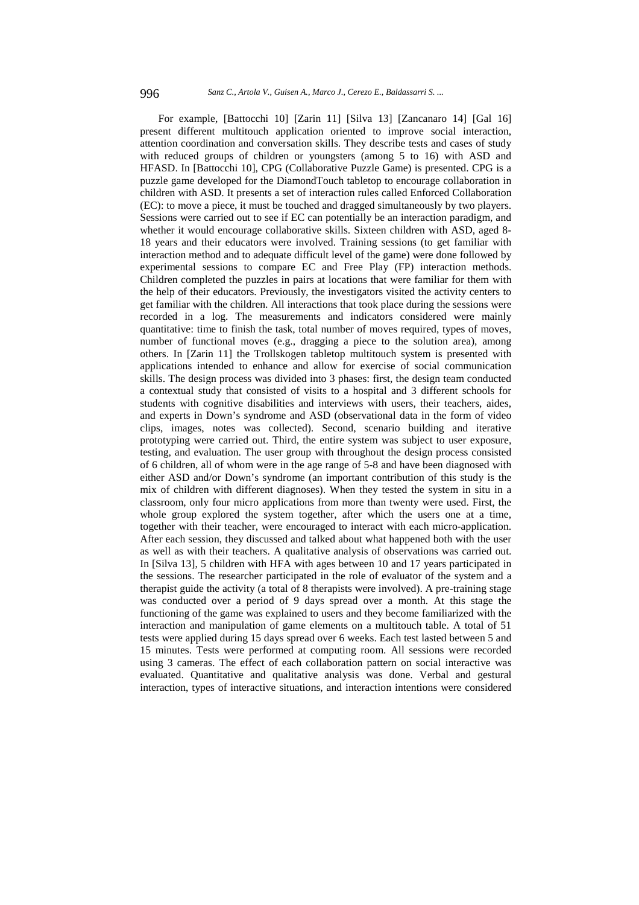For example, [Battocchi 10] [Zarin 11] [Silva 13] [Zancanaro 14] [Gal 16] present different multitouch application oriented to improve social interaction, attention coordination and conversation skills. They describe tests and cases of study with reduced groups of children or youngsters (among 5 to 16) with ASD and HFASD. In [Battocchi 10], CPG (Collaborative Puzzle Game) is presented. CPG is a puzzle game developed for the DiamondTouch tabletop to encourage collaboration in children with ASD. It presents a set of interaction rules called Enforced Collaboration (EC): to move a piece, it must be touched and dragged simultaneously by two players. Sessions were carried out to see if EC can potentially be an interaction paradigm, and whether it would encourage collaborative skills. Sixteen children with ASD, aged 8-18 years and their educators were involved. Training sessions (to get familiar with interaction method and to adequate difficult level of the game) were done followed by experimental sessions to compare EC and Free Play (FP) interaction methods. Children completed the puzzles in pairs at locations that were familiar for them with the help of their educators. Previously, the investigators visited the activity centers to get familiar with the children. All interactions that took place during the sessions were recorded in a log. The measurements and indicators considered were mainly quantitative: time to finish the task, total number of moves required, types of moves, number of functional moves (e.g., dragging a piece to the solution area), among others. In [Zarin 11] the Trollskogen tabletop multitouch system is presented with applications intended to enhance and allow for exercise of social communication skills. The design process was divided into 3 phases: first, the design team conducted a contextual study that consisted of visits to a hospital and 3 different schools for students with cognitive disabilities and interviews with users, their teachers, aides, and experts in Down's syndrome and ASD (observational data in the form of video clips, images, notes was collected). Second, scenario building and iterative prototyping were carried out. Third, the entire system was subject to user exposure, testing, and evaluation. The user group with throughout the design process consisted of 6 children, all of whom were in the age range of 5-8 and have been diagnosed with either ASD and/or Down's syndrome (an important contribution of this study is the mix of children with different diagnoses). When they tested the system in situ in a classroom, only four micro applications from more than twenty were used. First, the whole group explored the system together, after which the users one at a time, together with their teacher, were encouraged to interact with each micro-application. After each session, they discussed and talked about what happened both with the user as well as with their teachers. A qualitative analysis of observations was carried out. In [Silva 13], 5 children with HFA with ages between 10 and 17 years participated in the sessions. The researcher participated in the role of evaluator of the system and a therapist guide the activity (a total of 8 therapists were involved). A pre-training stage was conducted over a period of 9 days spread over a month. At this stage the functioning of the game was explained to users and they become familiarized with the interaction and manipulation of game elements on a multitouch table. A total of 51 tests were applied during 15 days spread over 6 weeks. Each test lasted between 5 and 15 minutes. Tests were performed at computing room. All sessions were recorded using 3 cameras. The effect of each collaboration pattern on social interactive was evaluated. Quantitative and qualitative analysis was done. Verbal and gestural interaction, types of interactive situations, and interaction intentions were considered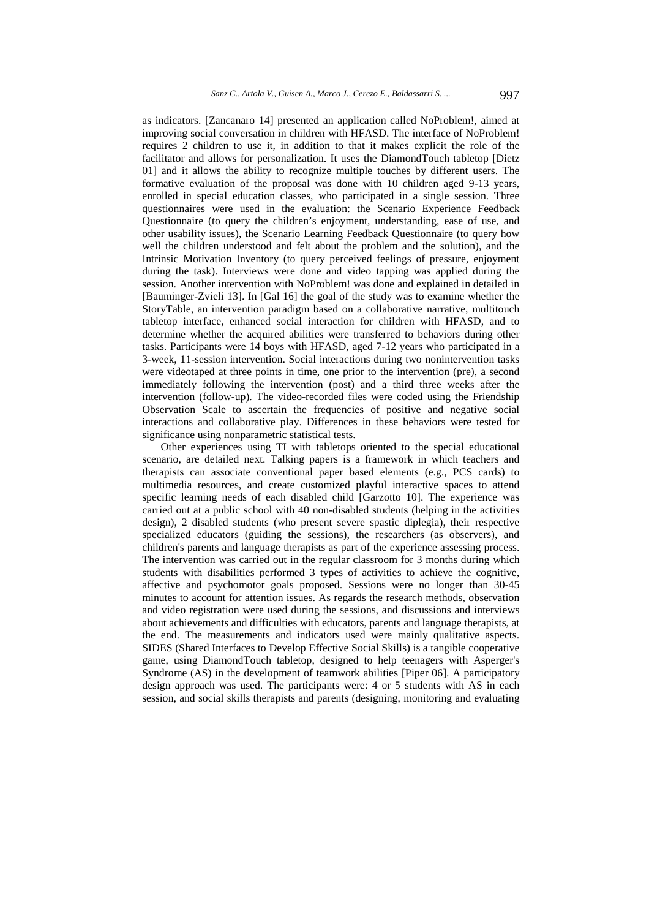as indicators. [Zancanaro 14] presented an application called NoProblem!, aimed at improving social conversation in children with HFASD. The interface of NoProblem! requires 2 children to use it, in addition to that it makes explicit the role of the facilitator and allows for personalization. It uses the DiamondTouch tabletop [Dietz 01] and it allows the ability to recognize multiple touches by different users. The formative evaluation of the proposal was done with 10 children aged 9-13 years, enrolled in special education classes, who participated in a single session. Three questionnaires were used in the evaluation: the Scenario Experience Feedback Questionnaire (to query the children's enjoyment, understanding, ease of use, and other usability issues), the Scenario Learning Feedback Questionnaire (to query how well the children understood and felt about the problem and the solution), and the Intrinsic Motivation Inventory (to query perceived feelings of pressure, enjoyment during the task). Interviews were done and video tapping was applied during the session. Another intervention with NoProblem! was done and explained in detailed in [Bauminger-Zvieli 13]. In [Gal 16] the goal of the study was to examine whether the StoryTable, an intervention paradigm based on a collaborative narrative, multitouch tabletop interface, enhanced social interaction for children with HFASD, and to determine whether the acquired abilities were transferred to behaviors during other tasks. Participants were 14 boys with HFASD, aged 7-12 years who participated in a 3-week, 11-session intervention. Social interactions during two nonintervention tasks were videotaped at three points in time, one prior to the intervention (pre), a second immediately following the intervention (post) and a third three weeks after the intervention (follow-up). The video-recorded files were coded using the Friendship Observation Scale to ascertain the frequencies of positive and negative social interactions and collaborative play. Differences in these behaviors were tested for significance using nonparametric statistical tests.

Other experiences using TI with tabletops oriented to the special educational scenario, are detailed next. Talking papers is a framework in which teachers and therapists can associate conventional paper based elements (e.g., PCS cards) to multimedia resources, and create customized playful interactive spaces to attend specific learning needs of each disabled child [Garzotto 10]. The experience was carried out at a public school with 40 non-disabled students (helping in the activities design), 2 disabled students (who present severe spastic diplegia), their respective specialized educators (guiding the sessions), the researchers (as observers), and children's parents and language therapists as part of the experience assessing process. The intervention was carried out in the regular classroom for 3 months during which students with disabilities performed 3 types of activities to achieve the cognitive, affective and psychomotor goals proposed. Sessions were no longer than 30-45 minutes to account for attention issues. As regards the research methods, observation and video registration were used during the sessions, and discussions and interviews about achievements and difficulties with educators, parents and language therapists, at the end. The measurements and indicators used were mainly qualitative aspects. SIDES (Shared Interfaces to Develop Effective Social Skills) is a tangible cooperative game, using DiamondTouch tabletop, designed to help teenagers with Asperger's Syndrome (AS) in the development of teamwork abilities [Piper 06]. A participatory design approach was used. The participants were: 4 or 5 students with AS in each session, and social skills therapists and parents (designing, monitoring and evaluating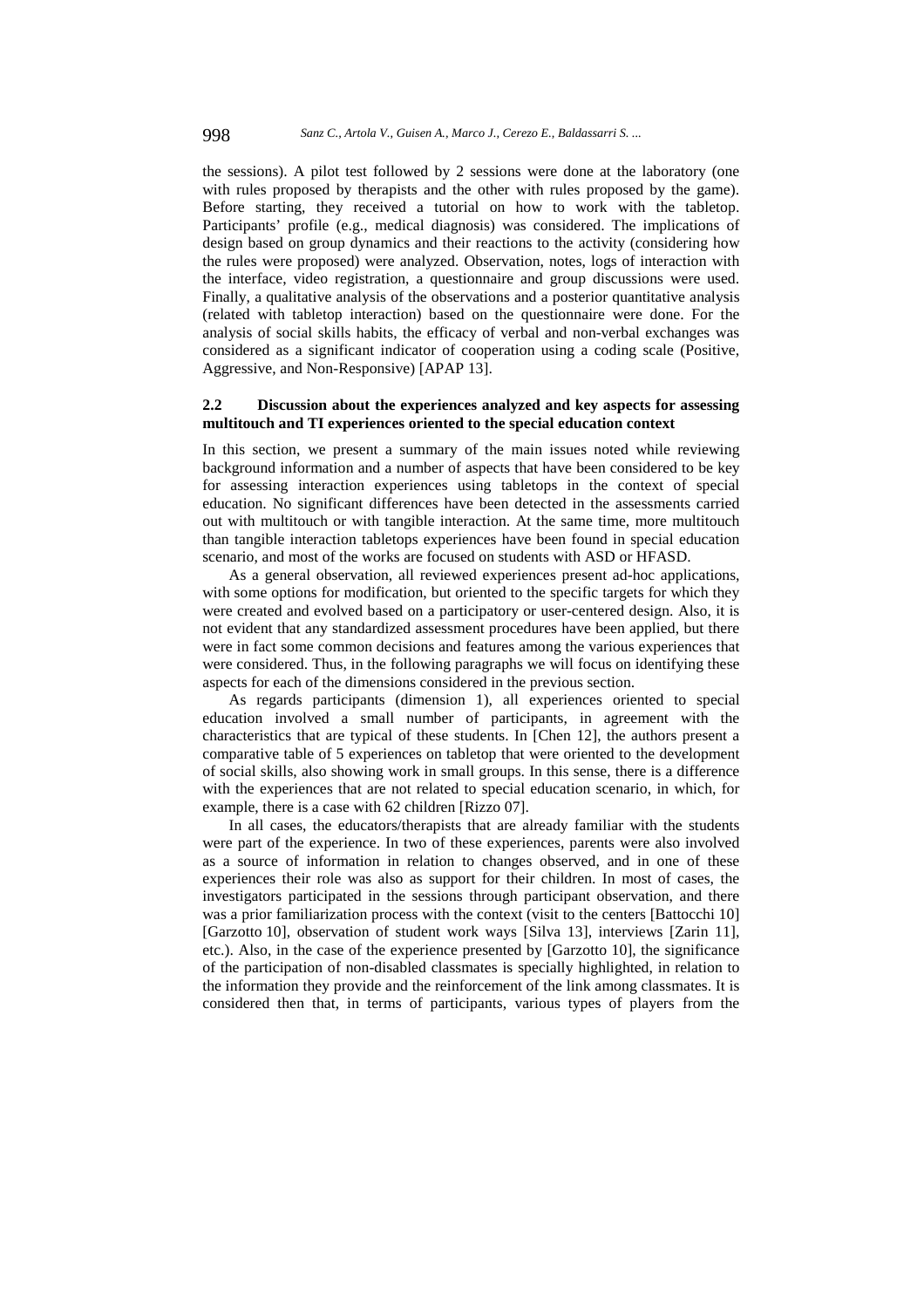the sessions). A pilot test followed by 2 sessions were done at the laboratory (one with rules proposed by therapists and the other with rules proposed by the game). Before starting, they received a tutorial on how to work with the tabletop. Participants' profile (e.g., medical diagnosis) was considered. The implications of design based on group dynamics and their reactions to the activity (considering how the rules were proposed) were analyzed. Observation, notes, logs of interaction with the interface, video registration, a questionnaire and group discussions were used. Finally, a qualitative analysis of the observations and a posterior quantitative analysis (related with tabletop interaction) based on the questionnaire were done. For the analysis of social skills habits, the efficacy of verbal and non-verbal exchanges was considered as a significant indicator of cooperation using a coding scale (Positive, Aggressive, and Non-Responsive) [APAP 13].

### 2.2 Discussion about the experiences analyzed and key aspects for assessing multitouch and TI experiences oriented to the special education context

In this section, we present a summary of the main issues noted while reviewing background information and a number of aspects that have been considered to be key for assessing interaction experiences using tabletops in the context of special education. No significant differences have been detected in the assessments carried out with multitouch or with tangible interaction. At the same time, more multitouch than tangible interaction tabletops experiences have been found in special education scenario, and most of the works are focused on students with ASD or HFASD.

As a general observation, all reviewed experiences present ad-hoc applications, with some options for modification, but oriented to the specific targets for which they were created and evolved based on a participatory or user-centered design. Also, it is not evident that any standardized assessment procedures have been applied, but there were in fact some common decisions and features among the various experiences that were considered. Thus, in the following paragraphs we will focus on identifying these aspects for each of the dimensions considered in the previous section.

As regards participants (dimension 1), all experiences oriented to special education involved a small number of participants, in agreement with the characteristics that are typical of these students. In [Chen 12], the authors present a comparative table of 5 experiences on tabletop that were oriented to the development of social skills, also showing work in small groups. In this sense, there is a difference with the experiences that are not related to special education scenario, in which, for example, there is a case with 62 children [Rizzo 07].

In all cases, the educators/therapists that are already familiar with the students were part of the experience. In two of these experiences, parents were also involved as a source of information in relation to changes observed, and in one of these experiences their role was also as support for their children. In most of cases, the investigators participated in the sessions through participant observation, and there was a prior familiarization process with the context (visit to the centers [Battocchi 10] [Garzotto 10], observation of student work ways [Silva 13], interviews [Zarin 11], etc.). Also, in the case of the experience presented by [Garzotto 10], the significance of the participation of non-disabled classmates is specially highlighted, in relation to the information they provide and the reinforcement of the link among classmates. It is considered then that, in terms of participants, various types of players from the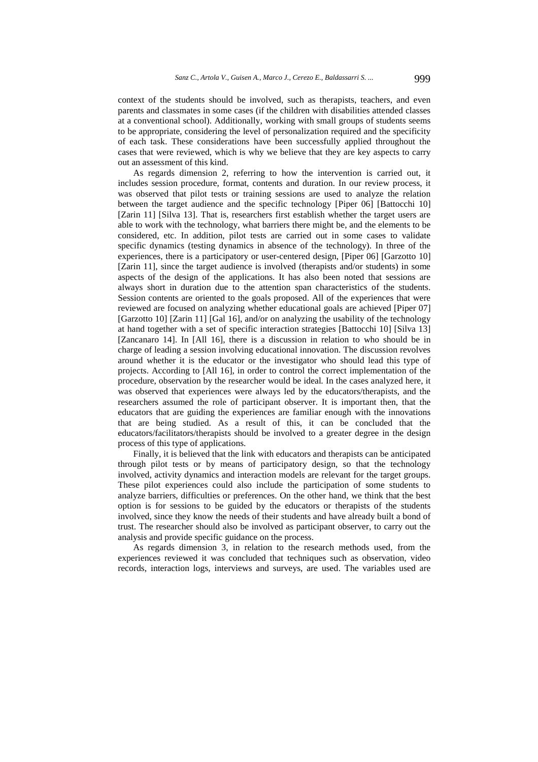context of the students should be involved, such as therapists, teachers, and even parents and classmates in some cases (if the children with disabilities attended classes at a conventional school). Additionally, working with small groups of students seems to be appropriate, considering the level of personalization required and the specificity of each task. These considerations have been successfully applied throughout the cases that were reviewed, which is why we believe that they are key aspects to carry out an assessment of this kind.

As regards dimension 2, referring to how the intervention is carried out, it includes session procedure, format, contents and duration. In our review process, it was observed that pilot tests or training sessions are used to analyze the relation between the target audience and the specific technology [Piper 06] [Battocchi 10] [Zarin 11] [Silva 13]. That is, researchers first establish whether the target users are able to work with the technology, what barriers there might be, and the elements to be considered, etc. In addition, pilot tests are carried out in some cases to validate specific dynamics (testing dynamics in absence of the technology). In three of the experiences, there is a participatory or user-centered design, [Piper 06] [Garzotto 10] [Zarin 11], since the target audience is involved (therapists and/or students) in some aspects of the design of the applications. It has also been noted that sessions are always short in duration due to the attention span characteristics of the students. Session contents are oriented to the goals proposed. All of the experiences that were reviewed are focused on analyzing whether educational goals are achieved [Piper 07] [Garzotto 10] [Zarin 11] [Gal 16], and/or on analyzing the usability of the technology at hand together with a set of specific interaction strategies [Battocchi 10] [Silva 13] [Zancanaro 14]. In [All 16], there is a discussion in relation to who should be in charge of leading a session involving educational innovation. The discussion revolves around whether it is the educator or the investigator who should lead this type of projects. According to [All 16], in order to control the correct implementation of the procedure, observation by the researcher would be ideal. In the cases analyzed here, it was observed that experiences were always led by the educators/therapists, and the researchers assumed the role of participant observer. It is important then, that the educators that are guiding the experiences are familiar enough with the innovations that are being studied. As a result of this, it can be concluded that the educators/facilitators/therapists should be involved to a greater degree in the design process of this type of applications.

Finally, it is believed that the link with educators and therapists can be anticipated through pilot tests or by means of participatory design, so that the technology involved, activity dynamics and interaction models are relevant for the target groups. These pilot experiences could also include the participation of some students to analyze barriers, difficulties or preferences. On the other hand, we think that the best option is for sessions to be guided by the educators or therapists of the students involved, since they know the needs of their students and have already built a bond of trust. The researcher should also be involved as participant observer, to carry out the analysis and provide specific guidance on the process.

As regards dimension 3, in relation to the research methods used, from the experiences reviewed it was concluded that techniques such as observation, video records, interaction logs, interviews and surveys, are used. The variables used are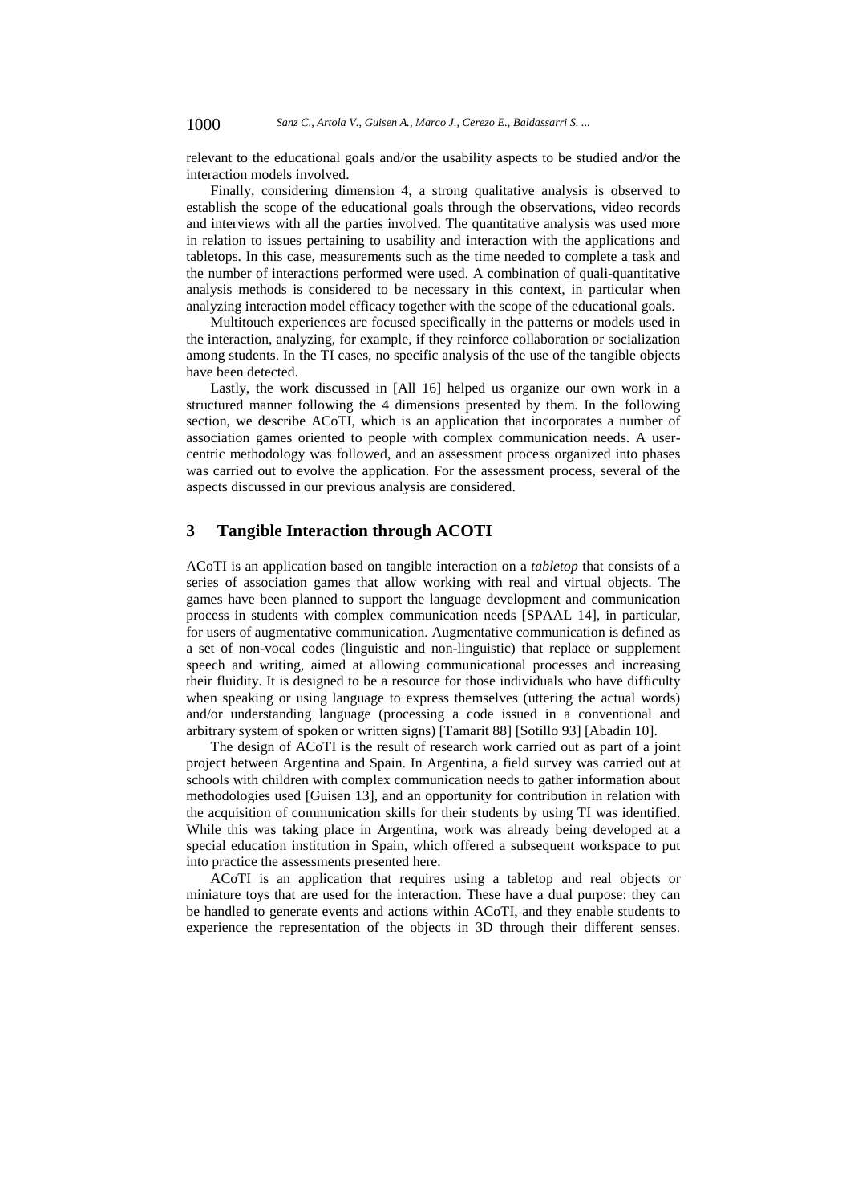relevant to the educational goals and/or the usability aspects to be studied and/or the interaction models involved.

Finally, considering dimension 4, a strong qualitative analysis is observed to establish the scope of the educational goals through the observations, video records and interviews with all the parties involved. The quantitative analysis was used more in relation to issues pertaining to usability and interaction with the applications and tabletops. In this case, measurements such as the time needed to complete a task and the number of interactions performed were used. A combination of quali-quantitative analysis methods is considered to be necessary in this context, in particular when analyzing interaction model efficacy together with the scope of the educational goals.

Multitouch experiences are focused specifically in the patterns or models used in the interaction, analyzing, for example, if they reinforce collaboration or socialization among students. In the TI cases, no specific analysis of the use of the tangible objects have been detected.

Lastly, the work discussed in [All 16] helped us organize our own work in a structured manner following the 4 dimensions presented by them. In the following section, we describe ACoTI, which is an application that incorporates a number of association games oriented to people with complex communication needs. A user-centric methodology was followed, and an assessment process organized into phases was carried out to evolve the application. For the assessment process, several of the aspects discussed in our previous analysis are considered.

## 3 Tangible Interaction through ACOTI

ACoTI is an application based on tangible interaction on a *tabletop* that consists of a series of association games that allow working with real and virtual objects. The games have been planned to support the language development and communication process in students with complex communication needs [SPAAL 14], in particular, for users of augmentative communication. Augmentative communication is defined as a set of non-vocal codes (linguistic and non-linguistic) that replace or supplement speech and writing, aimed at allowing communicational processes and increasing their fluidity. It is designed to be a resource for those individuals who have difficulty when speaking or using language to express themselves (uttering the actual words) and/or understanding language (processing a code issued in a conventional and arbitrary system of spoken or written signs) [Tamarit 88] [Sotillo 93] [Abadin 10].

The design of ACoTI is the result of research work carried out as part of a joint project between Argentina and Spain. In Argentina, a field survey was carried out at schools with children with complex communication needs to gather information about methodologies used [Guisen 13], and an opportunity for contribution in relation with the acquisition of communication skills for their students by using TI was identified. While this was taking place in Argentina, work was already being developed at a special education institution in Spain, which offered a subsequent workspace to put into practice the assessments presented here.

ACoTI is an application that requires using a tabletop and real objects or miniature toys that are used for the interaction. These have a dual purpose: they can be handled to generate events and actions within ACoTI, and they enable students to experience the representation of the objects in 3D through their different senses.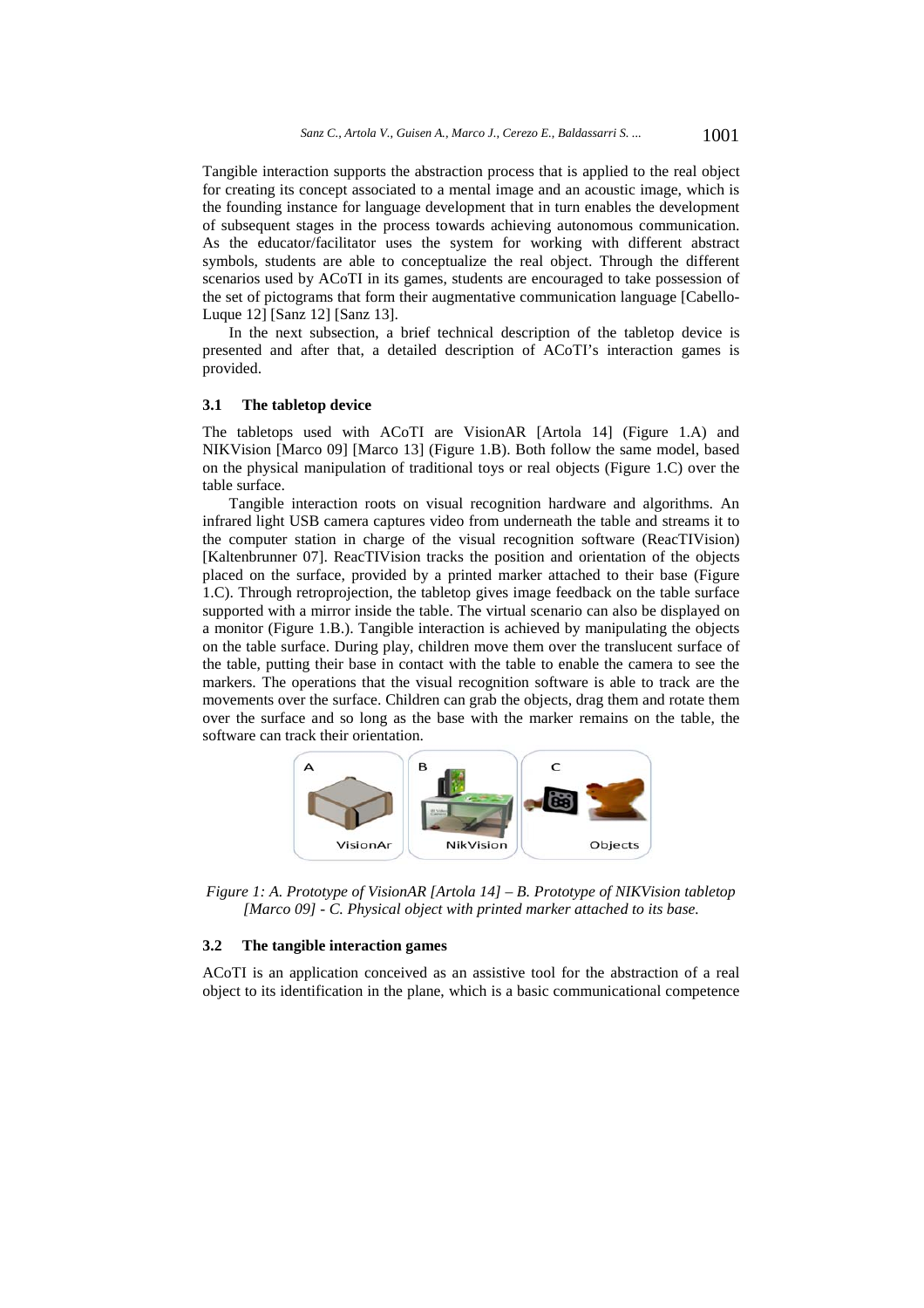Tangible interaction supports the abstraction process that is applied to the real object for creating its concept associated to a mental image and an acoustic image, which is the founding instance for language development that in turn enables the development of subsequent stages in the process towards achieving autonomous communication. As the educator/facilitator uses the system for working with different abstract symbols, students are able to conceptualize the real object. Through the different scenarios used by ACoTI in its games, students are encouraged to take possession of the set of pictograms that form their augmentative communication language [Cabello-Luque 12] [Sanz 12] [Sanz 13].

In the next subsection, a brief technical description of the tabletop device is presented and after that, a detailed description of ACoTI's interaction games is provided.

### 3.1 The tabletop device

The tabletops used with ACoTI are VisionAR [Artola 14] (Figure 1.A) and NIKVision [Marco 09] [Marco 13] (Figure 1.B). Both follow the same model, based on the physical manipulation of traditional toys or real objects (Figure 1.C) over the table surface.

Tangible interaction roots on visual recognition hardware and algorithms. An infrared light USB camera captures video from underneath the table and streams it to the computer station in charge of the visual recognition software (ReacTIVision) [Kaltenbrunner 07]. ReacTIVision tracks the position and orientation of the objects placed on the surface, provided by a printed marker attached to their base (Figure 1.C). Through retroprojection, the tabletop gives image feedback on the table surface supported with a mirror inside the table. The virtual scenario can also be displayed on a monitor (Figure 1.B.). Tangible interaction is achieved by manipulating the objects on the table surface. During play, children move them over the translucent surface of the table, putting their base in contact with the table to enable the camera to see the markers. The operations that the visual recognition software is able to track are the movements over the surface. Children can grab the objects, drag them and rotate them over the surface and so long as the base with the marker remains on the table, the software can track their orientation.

*Figure 1: A. Prototype of VisionAR [Artola 14] – B. Prototype of NIKVision tabletop [Marco 09] - C. Physical object with printed marker attached to its base.*

### 3.2 The tangible interaction games

ACoTI is an application conceived as an assistive tool for the abstraction of a real object to its identification in the plane, which is a basic communicational competence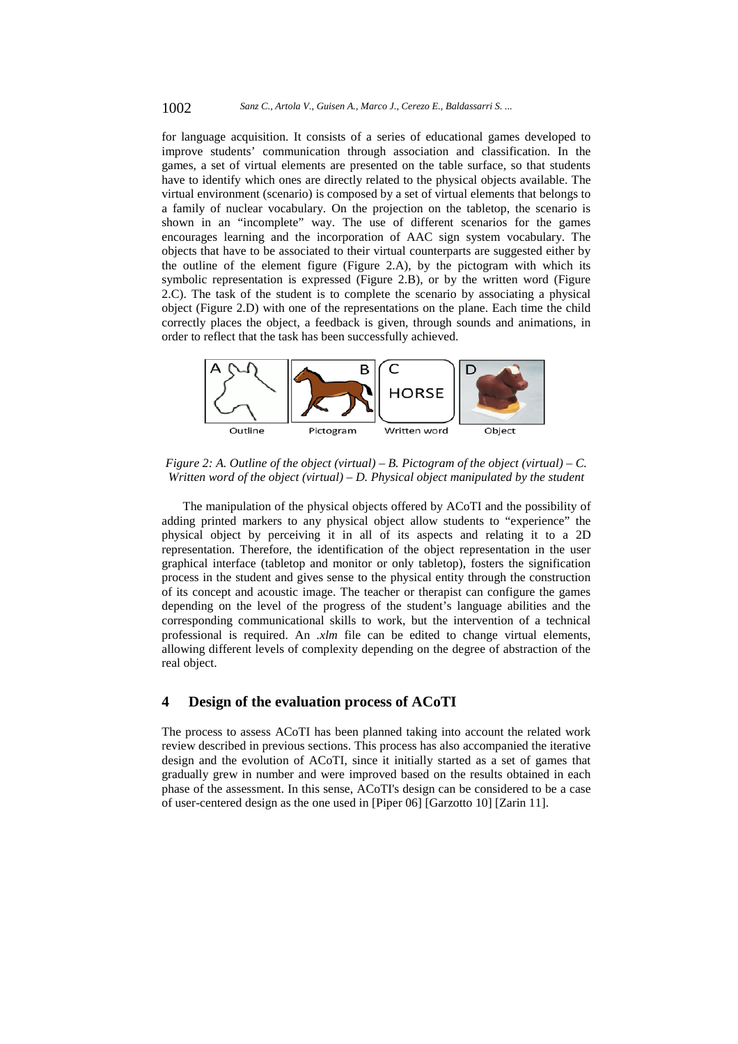for language acquisition. It consists of a series of educational games developed to improve students' communication through association and classification. In the games, a set of virtual elements are presented on the table surface, so that students have to identify which ones are directly related to the physical objects available. The virtual environment (scenario) is composed by a set of virtual elements that belongs to a family of nuclear vocabulary. On the projection on the tabletop, the scenario is shown in an "incomplete" way. The use of different scenarios for the games encourages learning and the incorporation of AAC sign system vocabulary. The objects that have to be associated to their virtual counterparts are suggested either by the outline of the element figure (Figure 2.A), by the pictogram with which its symbolic representation is expressed (Figure 2.B), or by the written word (Figure 2.C). The task of the student is to complete the scenario by associating a physical object (Figure 2.D) with one of the representations on the plane. Each time the child correctly places the object, a feedback is given, through sounds and animations, in order to reflect that the task has been successfully achieved.

*Figure 2: A. Outline of the object (virtual) – B. Pictogram of the object (virtual) – C. Written word of the object (virtual) – D. Physical object manipulated by the student*

The manipulation of the physical objects offered by ACoTI and the possibility of adding printed markers to any physical object allow students to "experience" the physical object by perceiving it in all of its aspects and relating it to a 2D representation. Therefore, the identification of the object representation in the user graphical interface (tabletop and monitor or only tabletop), fosters the signification process in the student and gives sense to the physical entity through the construction of its concept and acoustic image. The teacher or therapist can configure the games depending on the level of the progress of the student's language abilities and the corresponding communicational skills to work, but the intervention of a technical professional is required. An *.xlm* file can be edited to change virtual elements, allowing different levels of complexity depending on the degree of abstraction of the real object.

## 4 Design of the evaluation process of ACoTI

The process to assess ACoTI has been planned taking into account the related work review described in previous sections. This process has also accompanied the iterative design and the evolution of ACoTI, since it initially started as a set of games that gradually grew in number and were improved based on the results obtained in each phase of the assessment. In this sense, ACoTI's design can be considered to be a case of user-centered design as the one used in [Piper 06] [Garzotto 10] [Zarin 11].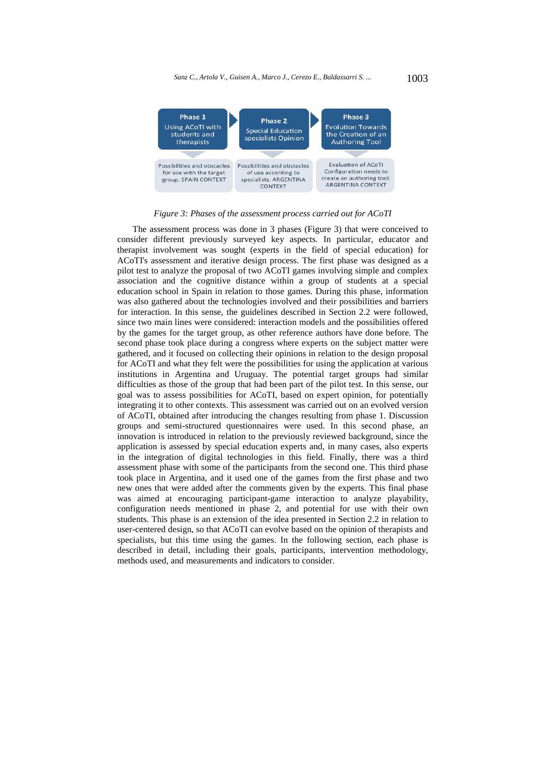| Phase 1 Using ACoTI with students and therapists | Phase 2 Special Education specialists Opinion | Phase 3 Evolution Towards the Creation of an Authoring Tool |
| --- | --- | --- |
| Possibilities and obstacles for use with the target group. SPAIN CONTEXT | Possibilities and obstacles of use according to specialists. ARGENTINA CONTEXT | Evaluation of ACoTI Configuration needs to create an authoring tool. ARGENTINA CONTEXT |

*Figure 3: Phases of the assessment process carried out for ACoTI*

The assessment process was done in 3 phases (Figure 3) that were conceived to consider different previously surveyed key aspects. In particular, educator and therapist involvement was sought (experts in the field of special education) for ACoTI's assessment and iterative design process. The first phase was designed as a pilot test to analyze the proposal of two ACoTI games involving simple and complex association and the cognitive distance within a group of students at a special education school in Spain in relation to those games. During this phase, information was also gathered about the technologies involved and their possibilities and barriers for interaction. In this sense, the guidelines described in Section 2.2 were followed, since two main lines were considered: interaction models and the possibilities offered by the games for the target group, as other reference authors have done before. The second phase took place during a congress where experts on the subject matter were gathered, and it focused on collecting their opinions in relation to the design proposal for ACoTI and what they felt were the possibilities for using the application at various institutions in Argentina and Uruguay. The potential target groups had similar difficulties as those of the group that had been part of the pilot test. In this sense, our goal was to assess possibilities for ACoTI, based on expert opinion, for potentially integrating it to other contexts. This assessment was carried out on an evolved version of ACoTI, obtained after introducing the changes resulting from phase 1. Discussion groups and semi-structured questionnaires were used. In this second phase, an innovation is introduced in relation to the previously reviewed background, since the application is assessed by special education experts and, in many cases, also experts in the integration of digital technologies in this field. Finally, there was a third assessment phase with some of the participants from the second one. This third phase took place in Argentina, and it used one of the games from the first phase and two new ones that were added after the comments given by the experts. This final phase was aimed at encouraging participant-game interaction to analyze playability, configuration needs mentioned in phase 2, and potential for use with their own students. This phase is an extension of the idea presented in Section 2.2 in relation to user-centered design, so that ACoTI can evolve based on the opinion of therapists and specialists, but this time using the games. In the following section, each phase is described in detail, including their goals, participants, intervention methodology, methods used, and measurements and indicators to consider.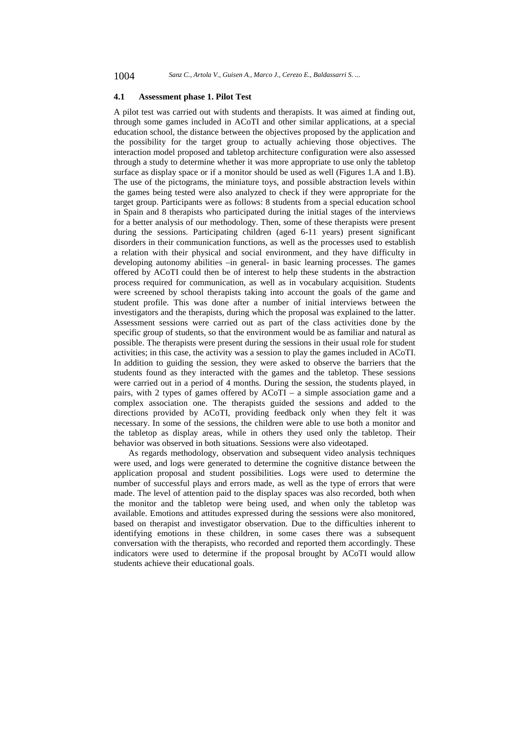### 4.1 Assessment phase 1. Pilot Test

A pilot test was carried out with students and therapists. It was aimed at finding out, through some games included in ACoTI and other similar applications, at a special education school, the distance between the objectives proposed by the application and the possibility for the target group to actually achieving those objectives. The interaction model proposed and tabletop architecture configuration were also assessed through a study to determine whether it was more appropriate to use only the tabletop surface as display space or if a monitor should be used as well (Figures 1.A and 1.B). The use of the pictograms, the miniature toys, and possible abstraction levels within the games being tested were also analyzed to check if they were appropriate for the target group. Participants were as follows: 8 students from a special education school in Spain and 8 therapists who participated during the initial stages of the interviews for a better analysis of our methodology. Then, some of these therapists were present during the sessions. Participating children (aged 6-11 years) present significant disorders in their communication functions, as well as the processes used to establish a relation with their physical and social environment, and they have difficulty in developing autonomy abilities –in general- in basic learning processes. The games offered by ACoTI could then be of interest to help these students in the abstraction process required for communication, as well as in vocabulary acquisition. Students were screened by school therapists taking into account the goals of the game and student profile. This was done after a number of initial interviews between the investigators and the therapists, during which the proposal was explained to the latter. Assessment sessions were carried out as part of the class activities done by the specific group of students, so that the environment would be as familiar and natural as possible. The therapists were present during the sessions in their usual role for student activities; in this case, the activity was a session to play the games included in ACoTI. In addition to guiding the session, they were asked to observe the barriers that the students found as they interacted with the games and the tabletop. These sessions were carried out in a period of 4 months. During the session, the students played, in pairs, with 2 types of games offered by ACoTI – a simple association game and a complex association one. The therapists guided the sessions and added to the directions provided by ACoTI, providing feedback only when they felt it was necessary. In some of the sessions, the children were able to use both a monitor and the tabletop as display areas, while in others they used only the tabletop. Their behavior was observed in both situations. Sessions were also videotaped.

As regards methodology, observation and subsequent video analysis techniques were used, and logs were generated to determine the cognitive distance between the application proposal and student possibilities. Logs were used to determine the number of successful plays and errors made, as well as the type of errors that were made. The level of attention paid to the display spaces was also recorded, both when the monitor and the tabletop were being used, and when only the tabletop was available. Emotions and attitudes expressed during the sessions were also monitored, based on therapist and investigator observation. Due to the difficulties inherent to identifying emotions in these children, in some cases there was a subsequent conversation with the therapists, who recorded and reported them accordingly. These indicators were used to determine if the proposal brought by ACoTI would allow students achieve their educational goals.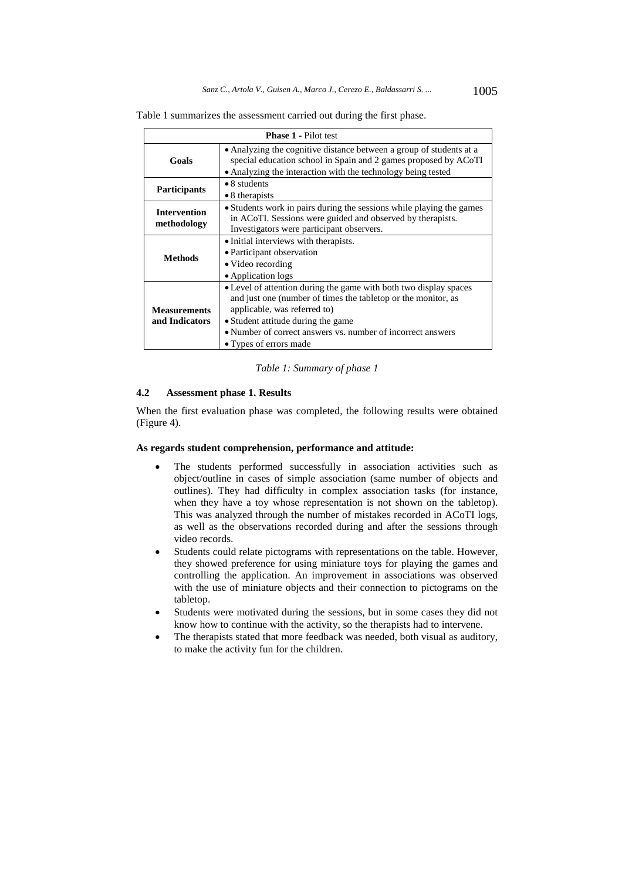Table 1 summarizes the assessment carried out during the first phase.

| **Phase 1** - Pilot test | |
|---|---|
| **Goals** | • Analyzing the cognitive distance between a group of students at a special education school in Spain and 2 games proposed by ACoTI<br>• Analyzing the interaction with the technology being tested |
| **Participants** | • 8 students<br>• 8 therapists |
| **Intervention methodology** | • Students work in pairs during the sessions while playing the games in ACoTI. Sessions were guided and observed by therapists. Investigators were participant observers. |
| **Methods** | • Initial interviews with therapists.<br>• Participant observation<br>• Video recording<br>• Application logs |
| **Measurements and Indicators** | • Level of attention during the game with both two display spaces and just one (number of times the tabletop or the monitor, as applicable, was referred to)<br>• Student attitude during the game<br>• Number of correct answers vs. number of incorrect answers<br>• Types of errors made |

*Table 1: Summary of phase 1*

### 4.2 Assessment phase 1. Results

When the first evaluation phase was completed, the following results were obtained (Figure 4).

**As regards student comprehension, performance and attitude:**

- The students performed successfully in association activities such as object/outline in cases of simple association (same number of objects and outlines). They had difficulty in complex association tasks (for instance, when they have a toy whose representation is not shown on the tabletop). This was analyzed through the number of mistakes recorded in ACoTI logs, as well as the observations recorded during and after the sessions through video records.
- Students could relate pictograms with representations on the table. However, they showed preference for using miniature toys for playing the games and controlling the application. An improvement in associations was observed with the use of miniature objects and their connection to pictograms on the tabletop.
- Students were motivated during the sessions, but in some cases they did not know how to continue with the activity, so the therapists had to intervene.
- The therapists stated that more feedback was needed, both visual as auditory, to make the activity fun for the children.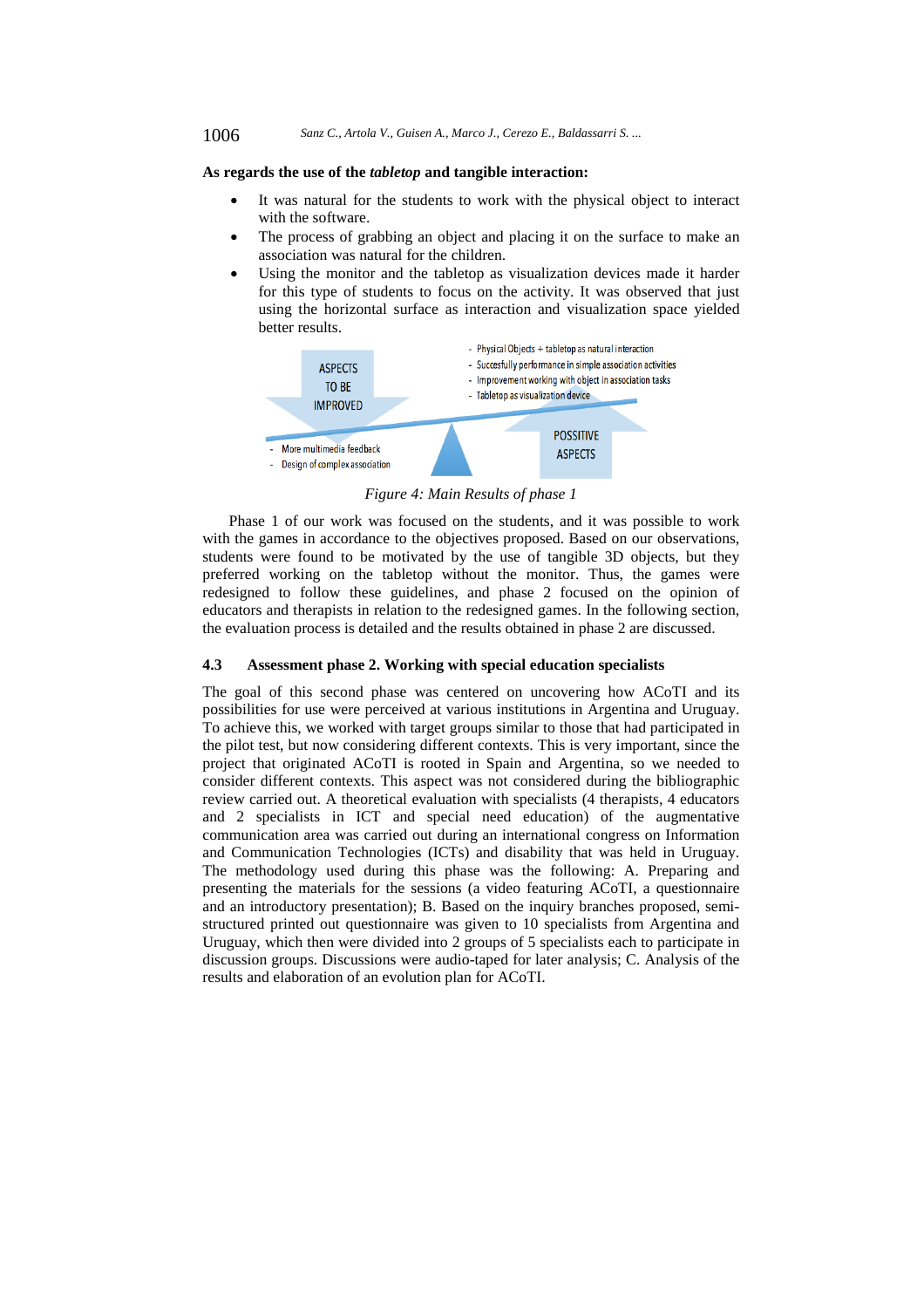**As regards the use of the *tabletop* and tangible interaction:**

- It was natural for the students to work with the physical object to interact with the software.
- The process of grabbing an object and placing it on the surface to make an association was natural for the children.
- Using the monitor and the tabletop as visualization devices made it harder for this type of students to focus on the activity. It was observed that just using the horizontal surface as interaction and visualization space yielded better results.

ASPECTS TO BE IMPROVED

- More multimedia feedback
- Design of complex association

POSSITIVE ASPECTS

- Physical Objects + tabletop as natural interaction
- Succesfully performance in simple association activities
- Improvement working with object in association tasks
- Tabletop as visualization device

*Figure 4: Main Results of phase 1*

Phase 1 of our work was focused on the students, and it was possible to work with the games in accordance to the objectives proposed. Based on our observations, students were found to be motivated by the use of tangible 3D objects, but they preferred working on the tabletop without the monitor. Thus, the games were redesigned to follow these guidelines, and phase 2 focused on the opinion of educators and therapists in relation to the redesigned games. In the following section, the evaluation process is detailed and the results obtained in phase 2 are discussed.

### 4.3 Assessment phase 2. Working with special education specialists

The goal of this second phase was centered on uncovering how ACoTI and its possibilities for use were perceived at various institutions in Argentina and Uruguay. To achieve this, we worked with target groups similar to those that had participated in the pilot test, but now considering different contexts. This is very important, since the project that originated ACoTI is rooted in Spain and Argentina, so we needed to consider different contexts. This aspect was not considered during the bibliographic review carried out. A theoretical evaluation with specialists (4 therapists, 4 educators and 2 specialists in ICT and special need education) of the augmentative communication area was carried out during an international congress on Information and Communication Technologies (ICTs) and disability that was held in Uruguay. The methodology used during this phase was the following: A. Preparing and presenting the materials for the sessions (a video featuring ACoTI, a questionnaire and an introductory presentation); B. Based on the inquiry branches proposed, semi-structured printed out questionnaire was given to 10 specialists from Argentina and Uruguay, which then were divided into 2 groups of 5 specialists each to participate in discussion groups. Discussions were audio-taped for later analysis; C. Analysis of the results and elaboration of an evolution plan for ACoTI.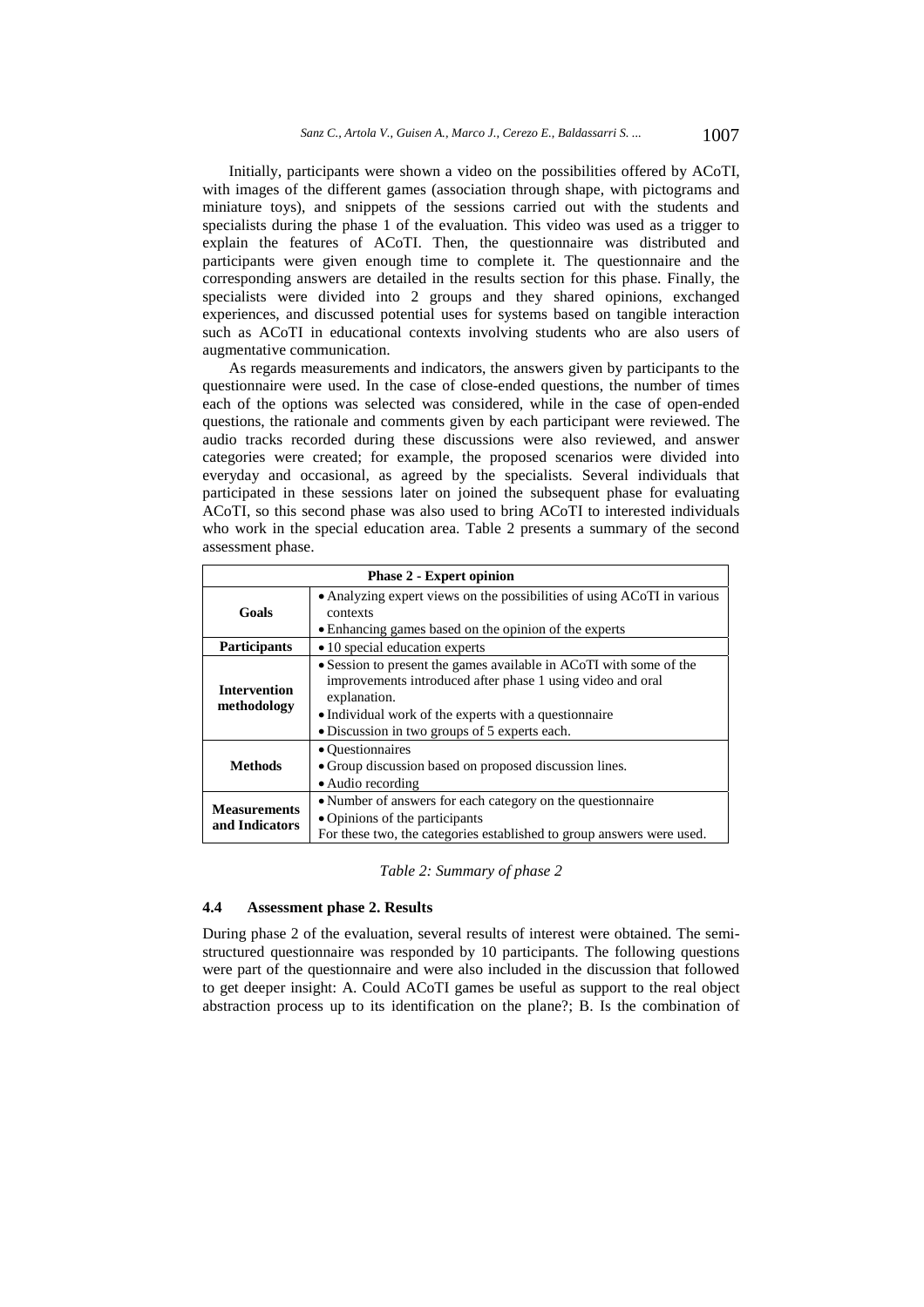Initially, participants were shown a video on the possibilities offered by ACoTI, with images of the different games (association through shape, with pictograms and miniature toys), and snippets of the sessions carried out with the students and specialists during the phase 1 of the evaluation. This video was used as a trigger to explain the features of ACoTI. Then, the questionnaire was distributed and participants were given enough time to complete it. The questionnaire and the corresponding answers are detailed in the results section for this phase. Finally, the specialists were divided into 2 groups and they shared opinions, exchanged experiences, and discussed potential uses for systems based on tangible interaction such as ACoTI in educational contexts involving students who are also users of augmentative communication.

As regards measurements and indicators, the answers given by participants to the questionnaire were used. In the case of close-ended questions, the number of times each of the options was selected was considered, while in the case of open-ended questions, the rationale and comments given by each participant were reviewed. The audio tracks recorded during these discussions were also reviewed, and answer categories were created; for example, the proposed scenarios were divided into everyday and occasional, as agreed by the specialists. Several individuals that participated in these sessions later on joined the subsequent phase for evaluating ACoTI, so this second phase was also used to bring ACoTI to interested individuals who work in the special education area. Table 2 presents a summary of the second assessment phase.

| **Phase 2 - Expert opinion** | |
|---|---|
| **Goals** | • Analyzing expert views on the possibilities of using ACoTI in various contexts<br>• Enhancing games based on the opinion of the experts |
| **Participants** | • 10 special education experts |
| **Intervention methodology** | • Session to present the games available in ACoTI with some of the improvements introduced after phase 1 using video and oral explanation.<br>• Individual work of the experts with a questionnaire<br>• Discussion in two groups of 5 experts each. |
| **Methods** | • Questionnaires<br>• Group discussion based on proposed discussion lines.<br>• Audio recording |
| **Measurements and Indicators** | • Number of answers for each category on the questionnaire<br>• Opinions of the participants<br>For these two, the categories established to group answers were used. |

*Table 2: Summary of phase 2*

### 4.4 Assessment phase 2. Results

During phase 2 of the evaluation, several results of interest were obtained. The semi-structured questionnaire was responded by 10 participants. The following questions were part of the questionnaire and were also included in the discussion that followed to get deeper insight: A. Could ACoTI games be useful as support to the real object abstraction process up to its identification on the plane?; B. Is the combination of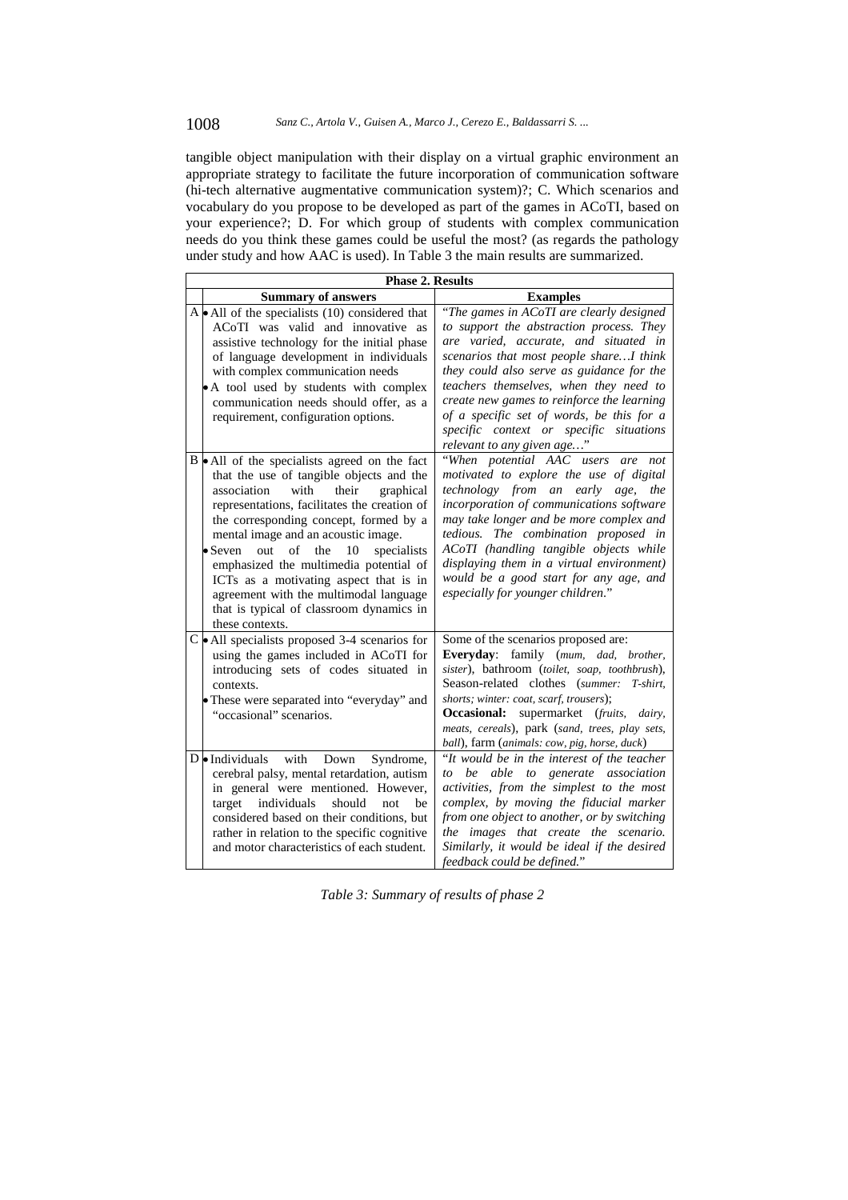tangible object manipulation with their display on a virtual graphic environment an appropriate strategy to facilitate the future incorporation of communication software (hi-tech alternative augmentative communication system)?; C. Which scenarios and vocabulary do you propose to be developed as part of the games in ACoTI, based on your experience?; D. For which group of students with complex communication needs do you think these games could be useful the most? (as regards the pathology under study and how AAC is used). In Table 3 the main results are summarized.

| Phase 2. Results | | |
|---|---|---|
| | **Summary of answers** | **Examples** |
| A | • All of the specialists (10) considered that ACoTI was valid and innovative as assistive technology for the initial phase of language development in individuals with complex communication needs<br>• A tool used by students with complex communication needs should offer, as a requirement, configuration options. | "*The games in ACoTI are clearly designed to support the abstraction process. They are varied, accurate, and situated in scenarios that most people share…I think they could also serve as guidance for the teachers themselves, when they need to create new games to reinforce the learning of a specific set of words, be this for a specific context or specific situations relevant to any given age…*" |
| B | • All of the specialists agreed on the fact that the use of tangible objects and the association with their graphical representations, facilitates the creation of the corresponding concept, formed by a mental image and an acoustic image.<br>• Seven out of the 10 specialists emphasized the multimedia potential of ICTs as a motivating aspect that is in agreement with the multimodal language that is typical of classroom dynamics in these contexts. | "*When potential AAC users are not motivated to explore the use of digital technology from an early age, the incorporation of communications software may take longer and be more complex and tedious. The combination proposed in ACoTI (handling tangible objects while displaying them in a virtual environment) would be a good start for any age, and especially for younger children.*" |
| C | • All specialists proposed 3-4 scenarios for using the games included in ACoTI for introducing sets of codes situated in contexts.<br>• These were separated into "everyday" and "occasional" scenarios. | Some of the scenarios proposed are:<br>**Everyday**: family (*mum, dad, brother, sister*), bathroom (*toilet, soap, toothbrush*), Season-related clothes (*summer: T-shirt, shorts; winter: coat, scarf, trousers*);<br>**Occasional:** supermarket (*fruits, dairy, meats, cereals*), park (*sand, trees, play sets, ball*), farm (*animals: cow, pig, horse, duck*) |
| D | • Individuals with Down Syndrome, cerebral palsy, mental retardation, autism in general were mentioned. However, target individuals should not be considered based on their conditions, but rather in relation to the specific cognitive and motor characteristics of each student. | "*It would be in the interest of the teacher to be able to generate association activities, from the simplest to the most complex, by moving the fiducial marker from one object to another, or by switching the images that create the scenario. Similarly, it would be ideal if the desired feedback could be defined.*" |

*Table 3: Summary of results of phase 2*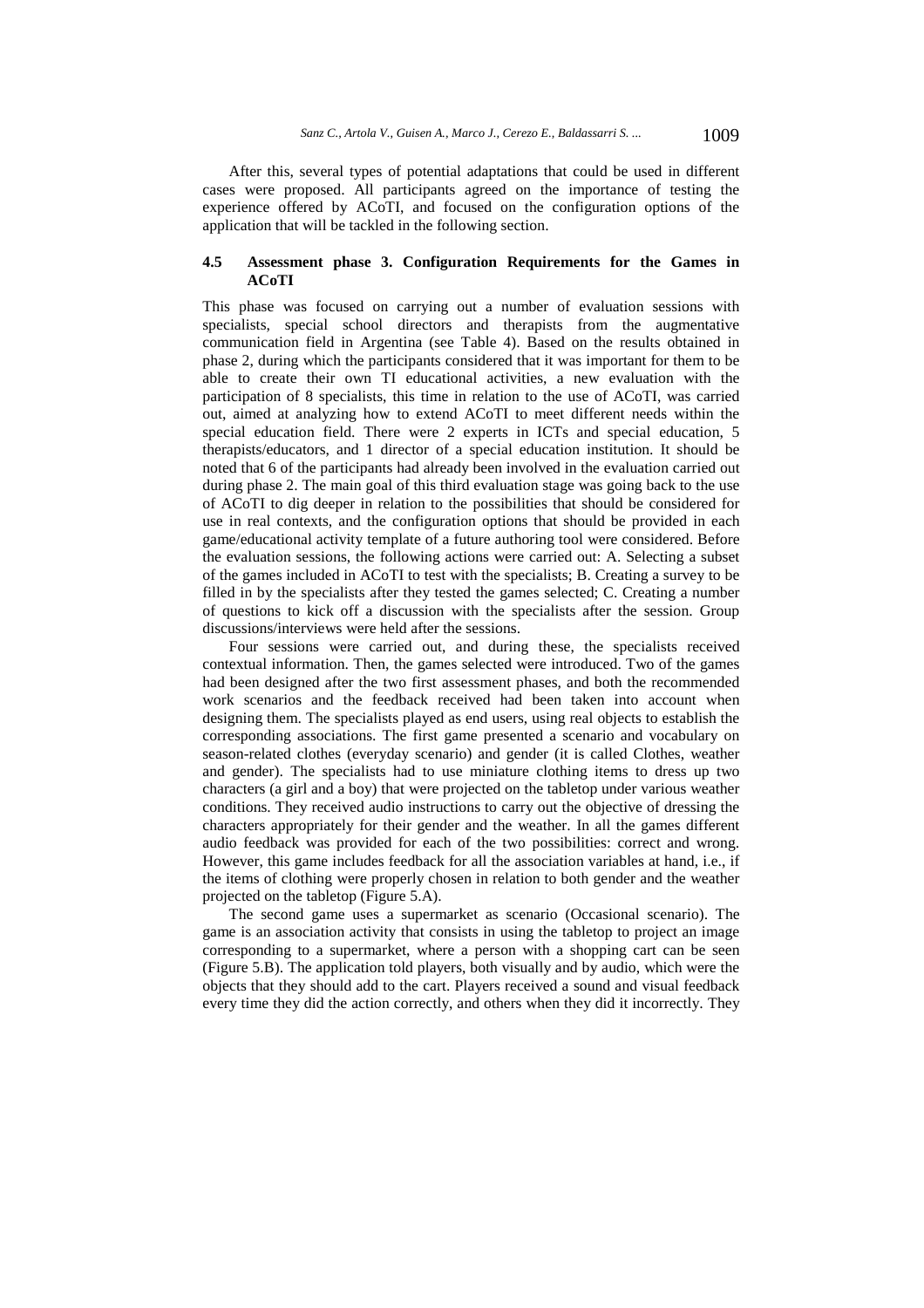After this, several types of potential adaptations that could be used in different cases were proposed. All participants agreed on the importance of testing the experience offered by ACoTI, and focused on the configuration options of the application that will be tackled in the following section.

### 4.5 Assessment phase 3. Configuration Requirements for the Games in ACoTI

This phase was focused on carrying out a number of evaluation sessions with specialists, special school directors and therapists from the augmentative communication field in Argentina (see Table 4). Based on the results obtained in phase 2, during which the participants considered that it was important for them to be able to create their own TI educational activities, a new evaluation with the participation of 8 specialists, this time in relation to the use of ACoTI, was carried out, aimed at analyzing how to extend ACoTI to meet different needs within the special education field. There were 2 experts in ICTs and special education, 5 therapists/educators, and 1 director of a special education institution. It should be noted that 6 of the participants had already been involved in the evaluation carried out during phase 2. The main goal of this third evaluation stage was going back to the use of ACoTI to dig deeper in relation to the possibilities that should be considered for use in real contexts, and the configuration options that should be provided in each game/educational activity template of a future authoring tool were considered. Before the evaluation sessions, the following actions were carried out: A. Selecting a subset of the games included in ACoTI to test with the specialists; B. Creating a survey to be filled in by the specialists after they tested the games selected; C. Creating a number of questions to kick off a discussion with the specialists after the session. Group discussions/interviews were held after the sessions.

Four sessions were carried out, and during these, the specialists received contextual information. Then, the games selected were introduced. Two of the games had been designed after the two first assessment phases, and both the recommended work scenarios and the feedback received had been taken into account when designing them. The specialists played as end users, using real objects to establish the corresponding associations. The first game presented a scenario and vocabulary on season-related clothes (everyday scenario) and gender (it is called Clothes, weather and gender). The specialists had to use miniature clothing items to dress up two characters (a girl and a boy) that were projected on the tabletop under various weather conditions. They received audio instructions to carry out the objective of dressing the characters appropriately for their gender and the weather. In all the games different audio feedback was provided for each of the two possibilities: correct and wrong. However, this game includes feedback for all the association variables at hand, i.e., if the items of clothing were properly chosen in relation to both gender and the weather projected on the tabletop (Figure 5.A).

The second game uses a supermarket as scenario (Occasional scenario). The game is an association activity that consists in using the tabletop to project an image corresponding to a supermarket, where a person with a shopping cart can be seen (Figure 5.B). The application told players, both visually and by audio, which were the objects that they should add to the cart. Players received a sound and visual feedback every time they did the action correctly, and others when they did it incorrectly. They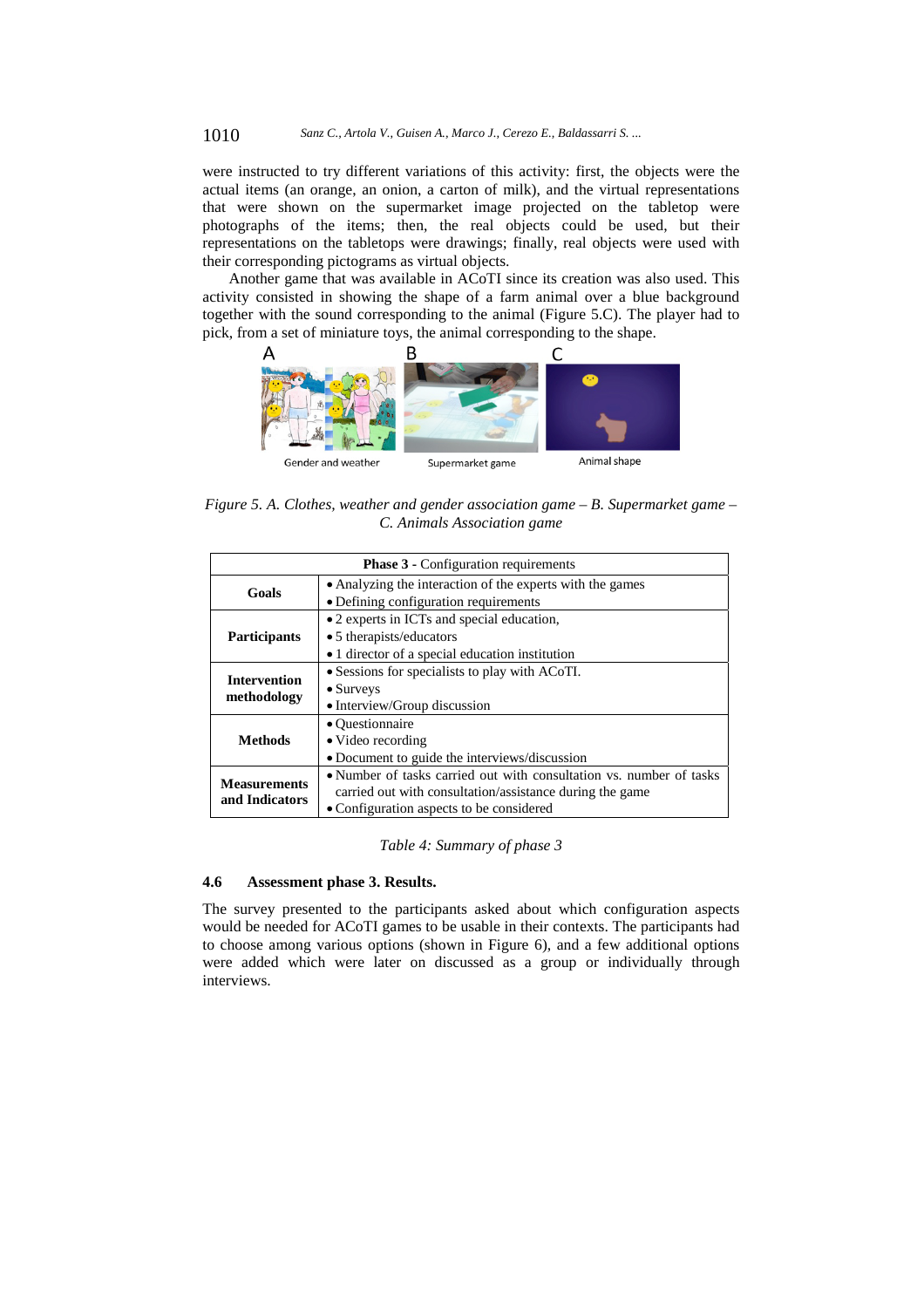were instructed to try different variations of this activity: first, the objects were the actual items (an orange, an onion, a carton of milk), and the virtual representations that were shown on the supermarket image projected on the tabletop were photographs of the items; then, the real objects could be used, but their representations on the tabletops were drawings; finally, real objects were used with their corresponding pictograms as virtual objects.

Another game that was available in ACoTI since its creation was also used. This activity consisted in showing the shape of a farm animal over a blue background together with the sound corresponding to the animal (Figure 5.C). The player had to pick, from a set of miniature toys, the animal corresponding to the shape.

*Figure 5. A. Clothes, weather and gender association game – B. Supermarket game – C. Animals Association game*

| **Phase 3** - Configuration requirements | |
|---|---|
| **Goals** | • Analyzing the interaction of the experts with the games<br>• Defining configuration requirements |
| **Participants** | • 2 experts in ICTs and special education,<br>• 5 therapists/educators<br>• 1 director of a special education institution |
| **Intervention methodology** | • Sessions for specialists to play with ACoTI.<br>• Surveys<br>• Interview/Group discussion |
| **Methods** | • Questionnaire<br>• Video recording<br>• Document to guide the interviews/discussion |
| **Measurements and Indicators** | • Number of tasks carried out with consultation vs. number of tasks carried out with consultation/assistance during the game<br>• Configuration aspects to be considered |

*Table 4: Summary of phase 3*

### 4.6 Assessment phase 3. Results.

The survey presented to the participants asked about which configuration aspects would be needed for ACoTI games to be usable in their contexts. The participants had to choose among various options (shown in Figure 6), and a few additional options were added which were later on discussed as a group or individually through interviews.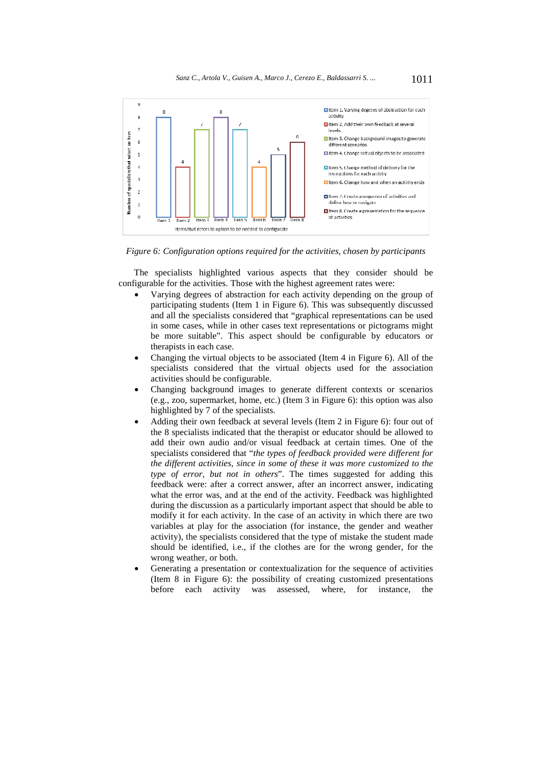*Figure 6: Configuration options required for the activities, chosen by participants*

The specialists highlighted various aspects that they consider should be configurable for the activities. Those with the highest agreement rates were:

- Varying degrees of abstraction for each activity depending on the group of participating students (Item 1 in Figure 6). This was subsequently discussed and all the specialists considered that "graphical representations can be used in some cases, while in other cases text representations or pictograms might be more suitable". This aspect should be configurable by educators or therapists in each case.
- Changing the virtual objects to be associated (Item 4 in Figure 6). All of the specialists considered that the virtual objects used for the association activities should be configurable.
- Changing background images to generate different contexts or scenarios (e.g., zoo, supermarket, home, etc.) (Item 3 in Figure 6): this option was also highlighted by 7 of the specialists.
- Adding their own feedback at several levels (Item 2 in Figure 6): four out of the 8 specialists indicated that the therapist or educator should be allowed to add their own audio and/or visual feedback at certain times. One of the specialists considered that "*the types of feedback provided were different for the different activities, since in some of these it was more customized to the type of error, but not in others*". The times suggested for adding this feedback were: after a correct answer, after an incorrect answer, indicating what the error was, and at the end of the activity. Feedback was highlighted during the discussion as a particularly important aspect that should be able to modify it for each activity. In the case of an activity in which there are two variables at play for the association (for instance, the gender and weather activity), the specialists considered that the type of mistake the student made should be identified, i.e., if the clothes are for the wrong gender, for the wrong weather, or both.
- Generating a presentation or contextualization for the sequence of activities (Item 8 in Figure 6): the possibility of creating customized presentations before each activity was assessed, where, for instance, the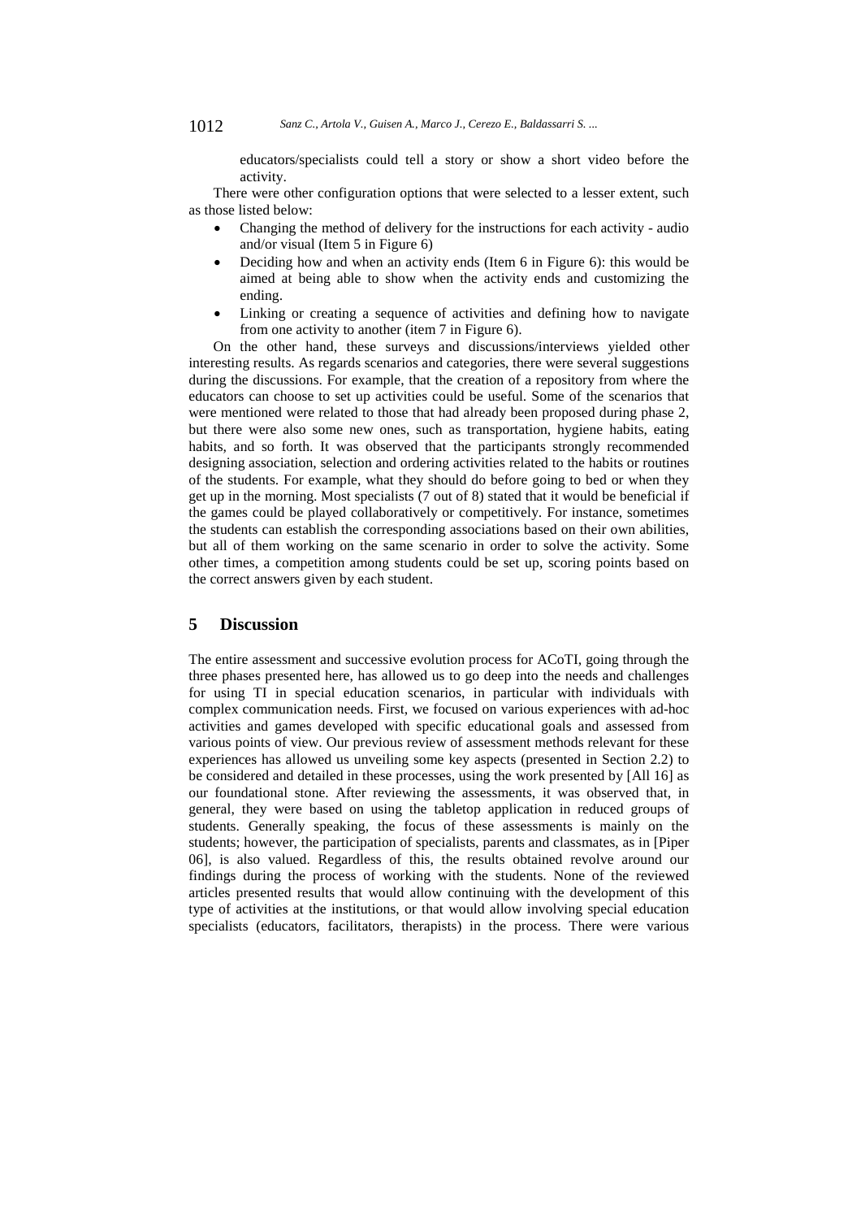educators/specialists could tell a story or show a short video before the activity.

There were other configuration options that were selected to a lesser extent, such as those listed below:

- Changing the method of delivery for the instructions for each activity - audio and/or visual (Item 5 in Figure 6)
- Deciding how and when an activity ends (Item 6 in Figure 6): this would be aimed at being able to show when the activity ends and customizing the ending.
- Linking or creating a sequence of activities and defining how to navigate from one activity to another (item 7 in Figure 6).

On the other hand, these surveys and discussions/interviews yielded other interesting results. As regards scenarios and categories, there were several suggestions during the discussions. For example, that the creation of a repository from where the educators can choose to set up activities could be useful. Some of the scenarios that were mentioned were related to those that had already been proposed during phase 2, but there were also some new ones, such as transportation, hygiene habits, eating habits, and so forth. It was observed that the participants strongly recommended designing association, selection and ordering activities related to the habits or routines of the students. For example, what they should do before going to bed or when they get up in the morning. Most specialists (7 out of 8) stated that it would be beneficial if the games could be played collaboratively or competitively. For instance, sometimes the students can establish the corresponding associations based on their own abilities, but all of them working on the same scenario in order to solve the activity. Some other times, a competition among students could be set up, scoring points based on the correct answers given by each student.

## 5 Discussion

The entire assessment and successive evolution process for ACoTI, going through the three phases presented here, has allowed us to go deep into the needs and challenges for using TI in special education scenarios, in particular with individuals with complex communication needs. First, we focused on various experiences with ad-hoc activities and games developed with specific educational goals and assessed from various points of view. Our previous review of assessment methods relevant for these experiences has allowed us unveiling some key aspects (presented in Section 2.2) to be considered and detailed in these processes, using the work presented by [All 16] as our foundational stone. After reviewing the assessments, it was observed that, in general, they were based on using the tabletop application in reduced groups of students. Generally speaking, the focus of these assessments is mainly on the students; however, the participation of specialists, parents and classmates, as in [Piper 06], is also valued. Regardless of this, the results obtained revolve around our findings during the process of working with the students. None of the reviewed articles presented results that would allow continuing with the development of this type of activities at the institutions, or that would allow involving special education specialists (educators, facilitators, therapists) in the process. There were various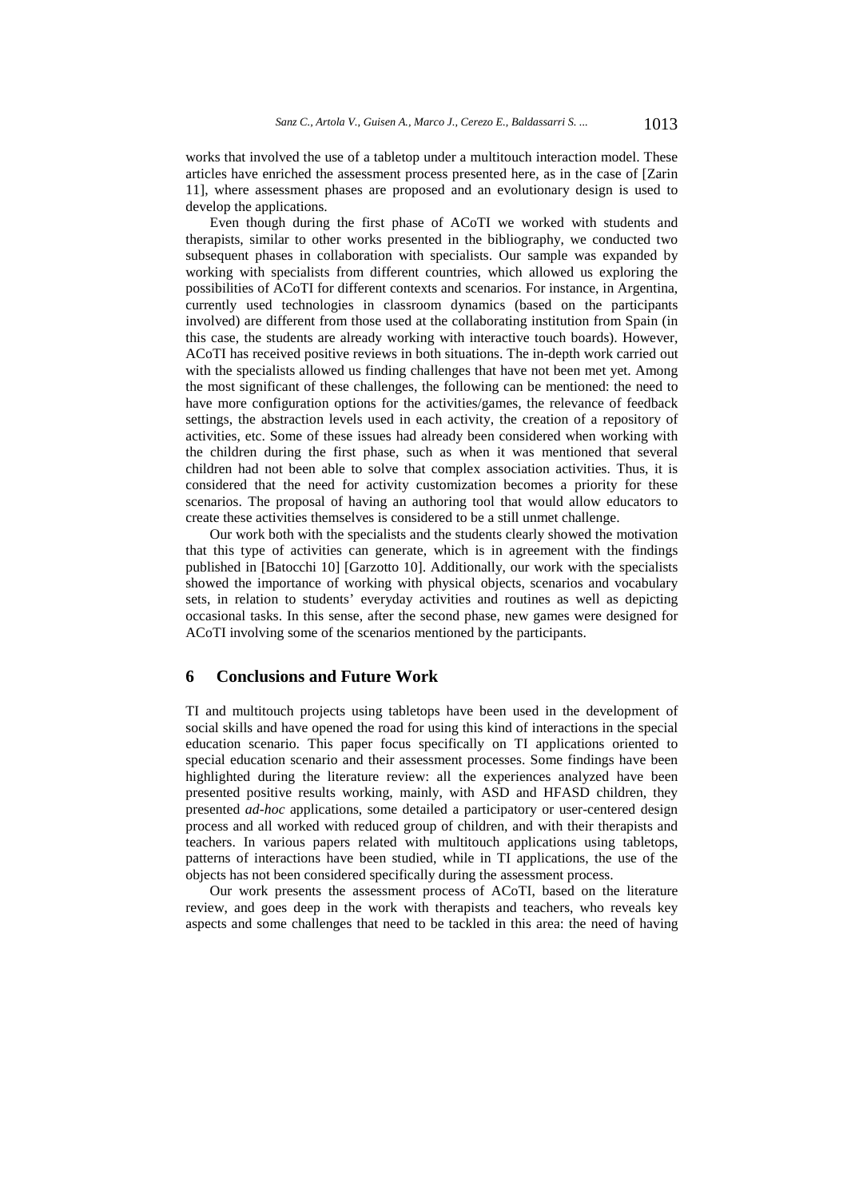works that involved the use of a tabletop under a multitouch interaction model. These articles have enriched the assessment process presented here, as in the case of [Zarin 11], where assessment phases are proposed and an evolutionary design is used to develop the applications.

Even though during the first phase of ACoTI we worked with students and therapists, similar to other works presented in the bibliography, we conducted two subsequent phases in collaboration with specialists. Our sample was expanded by working with specialists from different countries, which allowed us exploring the possibilities of ACoTI for different contexts and scenarios. For instance, in Argentina, currently used technologies in classroom dynamics (based on the participants involved) are different from those used at the collaborating institution from Spain (in this case, the students are already working with interactive touch boards). However, ACoTI has received positive reviews in both situations. The in-depth work carried out with the specialists allowed us finding challenges that have not been met yet. Among the most significant of these challenges, the following can be mentioned: the need to have more configuration options for the activities/games, the relevance of feedback settings, the abstraction levels used in each activity, the creation of a repository of activities, etc. Some of these issues had already been considered when working with the children during the first phase, such as when it was mentioned that several children had not been able to solve that complex association activities. Thus, it is considered that the need for activity customization becomes a priority for these scenarios. The proposal of having an authoring tool that would allow educators to create these activities themselves is considered to be a still unmet challenge.

Our work both with the specialists and the students clearly showed the motivation that this type of activities can generate, which is in agreement with the findings published in [Batocchi 10] [Garzotto 10]. Additionally, our work with the specialists showed the importance of working with physical objects, scenarios and vocabulary sets, in relation to students' everyday activities and routines as well as depicting occasional tasks. In this sense, after the second phase, new games were designed for ACoTI involving some of the scenarios mentioned by the participants.

## 6 Conclusions and Future Work

TI and multitouch projects using tabletops have been used in the development of social skills and have opened the road for using this kind of interactions in the special education scenario. This paper focus specifically on TI applications oriented to special education scenario and their assessment processes. Some findings have been highlighted during the literature review: all the experiences analyzed have been presented positive results working, mainly, with ASD and HFASD children, they presented *ad-hoc* applications, some detailed a participatory or user-centered design process and all worked with reduced group of children, and with their therapists and teachers. In various papers related with multitouch applications using tabletops, patterns of interactions have been studied, while in TI applications, the use of the objects has not been considered specifically during the assessment process.

Our work presents the assessment process of ACoTI, based on the literature review, and goes deep in the work with therapists and teachers, who reveals key aspects and some challenges that need to be tackled in this area: the need of having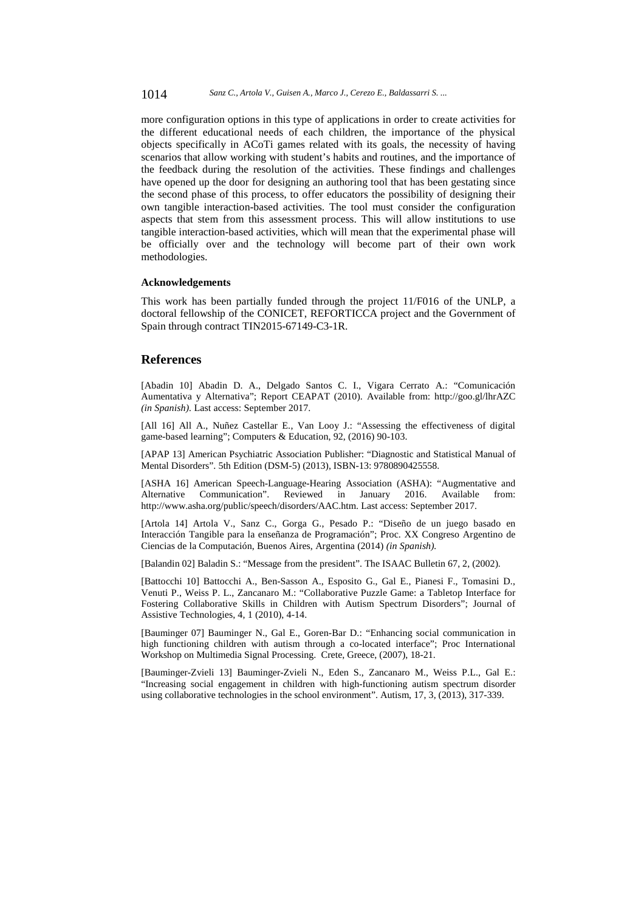more configuration options in this type of applications in order to create activities for the different educational needs of each children, the importance of the physical objects specifically in ACoTi games related with its goals, the necessity of having scenarios that allow working with student's habits and routines, and the importance of the feedback during the resolution of the activities. These findings and challenges have opened up the door for designing an authoring tool that has been gestating since the second phase of this process, to offer educators the possibility of designing their own tangible interaction-based activities. The tool must consider the configuration aspects that stem from this assessment process. This will allow institutions to use tangible interaction-based activities, which will mean that the experimental phase will be officially over and the technology will become part of their own work methodologies.

#### Acknowledgements

This work has been partially funded through the project 11/F016 of the UNLP, a doctoral fellowship of the CONICET, REFORTICCA project and the Government of Spain through contract TIN2015-67149-C3-1R.

## References

[Abadin 10] Abadin D. A., Delgado Santos C. I., Vigara Cerrato A.: "Comunicación Aumentativa y Alternativa"; Report CEAPAT (2010). Available from: http://goo.gl/lhrAZC *(in Spanish).* Last access: September 2017.

[All 16] All A., Nuñez Castellar E., Van Looy J.: "Assessing the effectiveness of digital game-based learning"; Computers & Education, 92, (2016) 90-103.

[APAP 13] American Psychiatric Association Publisher: "Diagnostic and Statistical Manual of Mental Disorders". 5th Edition (DSM-5) (2013), ISBN-13: 9780890425558.

[ASHA 16] American Speech-Language-Hearing Association (ASHA): "Augmentative and Alternative Communication". Reviewed in January 2016. Available from: http://www.asha.org/public/speech/disorders/AAC.htm. Last access: September 2017.

[Artola 14] Artola V., Sanz C., Gorga G., Pesado P.: "Diseño de un juego basado en Interacción Tangible para la enseñanza de Programación"; Proc. XX Congreso Argentino de Ciencias de la Computación, Buenos Aires, Argentina (2014) *(in Spanish).*

[Balandin 02] Baladin S.: "Message from the president". The ISAAC Bulletin 67, 2, (2002).

[Battocchi 10] Battocchi A., Ben-Sasson A., Esposito G., Gal E., Pianesi F., Tomasini D., Venuti P., Weiss P. L., Zancanaro M.: "Collaborative Puzzle Game: a Tabletop Interface for Fostering Collaborative Skills in Children with Autism Spectrum Disorders"; Journal of Assistive Technologies, 4, 1 (2010), 4-14.

[Bauminger 07] Bauminger N., Gal E., Goren-Bar D.: "Enhancing social communication in high functioning children with autism through a co-located interface"; Proc International Workshop on Multimedia Signal Processing. Crete, Greece, (2007), 18-21.

[Bauminger-Zvieli 13] Bauminger-Zvieli N., Eden S., Zancanaro M., Weiss P.L., Gal E.: "Increasing social engagement in children with high-functioning autism spectrum disorder using collaborative technologies in the school environment". Autism, 17, 3, (2013), 317-339.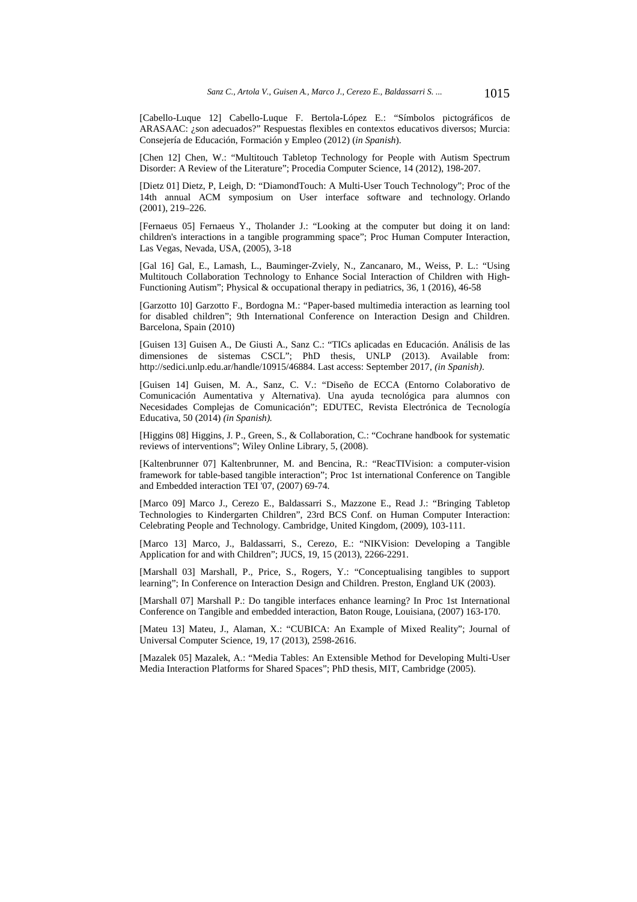[Cabello-Luque 12] Cabello-Luque F. Bertola-López E.: "Símbolos pictográficos de ARASAAC: ¿son adecuados?" Respuestas flexibles en contextos educativos diversos; Murcia: Consejería de Educación, Formación y Empleo (2012) (*in Spanish*).

[Chen 12] Chen, W.: "Multitouch Tabletop Technology for People with Autism Spectrum Disorder: A Review of the Literature"; Procedia Computer Science, 14 (2012), 198-207.

[Dietz 01] Dietz, P, Leigh, D: "DiamondTouch: A Multi-User Touch Technology"; Proc of the 14th annual ACM symposium on User interface software and technology. Orlando (2001), 219–226.

[Fernaeus 05] Fernaeus Y., Tholander J.: "Looking at the computer but doing it on land: children's interactions in a tangible programming space"; Proc Human Computer Interaction, Las Vegas, Nevada, USA, (2005), 3-18

[Gal 16] Gal, E., Lamash, L., Bauminger-Zviely, N., Zancanaro, M., Weiss, P. L.: "Using Multitouch Collaboration Technology to Enhance Social Interaction of Children with High-Functioning Autism"; Physical & occupational therapy in pediatrics, 36, 1 (2016), 46-58

[Garzotto 10] Garzotto F., Bordogna M.: "Paper-based multimedia interaction as learning tool for disabled children"; 9th International Conference on Interaction Design and Children. Barcelona, Spain (2010)

[Guisen 13] Guisen A., De Giusti A., Sanz C.: "TICs aplicadas en Educación. Análisis de las dimensiones de sistemas CSCL"; PhD thesis, UNLP (2013). Available from: http://sedici.unlp.edu.ar/handle/10915/46884. Last access: September 2017, *(in Spanish)*.

[Guisen 14] Guisen, M. A., Sanz, C. V.: "Diseño de ECCA (Entorno Colaborativo de Comunicación Aumentativa y Alternativa). Una ayuda tecnológica para alumnos con Necesidades Complejas de Comunicación"; EDUTEC, Revista Electrónica de Tecnología Educativa, 50 (2014) *(in Spanish).*

[Higgins 08] Higgins, J. P., Green, S., & Collaboration, C.: "Cochrane handbook for systematic reviews of interventions"; Wiley Online Library, 5, (2008).

[Kaltenbrunner 07] Kaltenbrunner, M. and Bencina, R.: "ReacTIVision: a computer-vision framework for table-based tangible interaction"; Proc 1st international Conference on Tangible and Embedded interaction TEI '07, (2007) 69-74.

[Marco 09] Marco J., Cerezo E., Baldassarri S., Mazzone E., Read J.: "Bringing Tabletop Technologies to Kindergarten Children", 23rd BCS Conf. on Human Computer Interaction: Celebrating People and Technology. Cambridge, United Kingdom, (2009), 103-111.

[Marco 13] Marco, J., Baldassarri, S., Cerezo, E.: "NIKVision: Developing a Tangible Application for and with Children"; JUCS, 19, 15 (2013), 2266-2291.

[Marshall 03] Marshall, P., Price, S., Rogers, Y.: "Conceptualising tangibles to support learning"; In Conference on Interaction Design and Children. Preston, England UK (2003).

[Marshall 07] Marshall P.: Do tangible interfaces enhance learning? In Proc 1st International Conference on Tangible and embedded interaction, Baton Rouge, Louisiana, (2007) 163-170.

[Mateu 13] Mateu, J., Alaman, X.: "CUBICA: An Example of Mixed Reality"; Journal of Universal Computer Science, 19, 17 (2013), 2598-2616.

[Mazalek 05] Mazalek, A.: "Media Tables: An Extensible Method for Developing Multi-User Media Interaction Platforms for Shared Spaces"; PhD thesis, MIT, Cambridge (2005).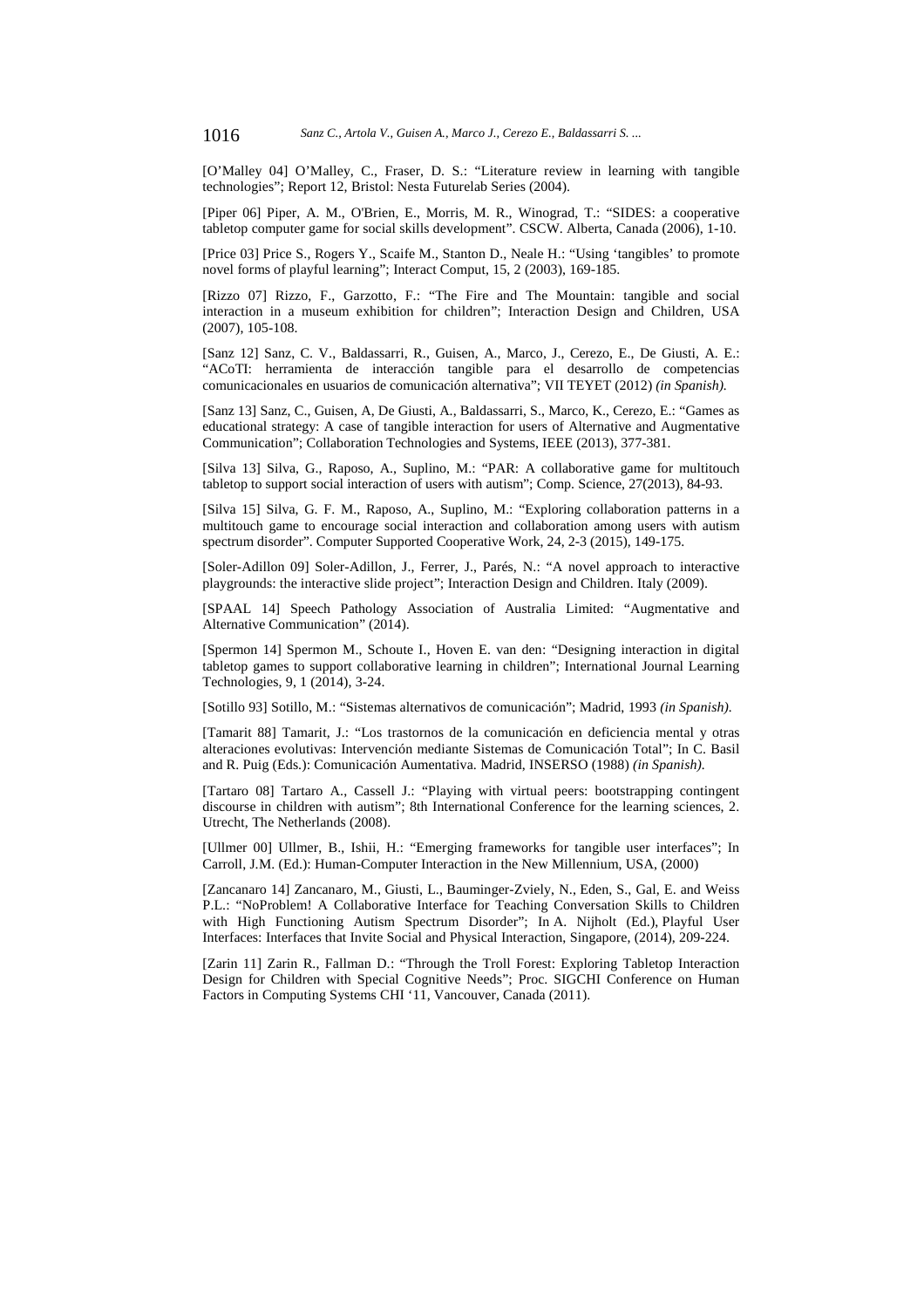[O'Malley 04] O'Malley, C., Fraser, D. S.: "Literature review in learning with tangible technologies"; Report 12, Bristol: Nesta Futurelab Series (2004).

[Piper 06] Piper, A. M., O'Brien, E., Morris, M. R., Winograd, T.: "SIDES: a cooperative tabletop computer game for social skills development". CSCW. Alberta, Canada (2006), 1-10.

[Price 03] Price S., Rogers Y., Scaife M., Stanton D., Neale H.: "Using 'tangibles' to promote novel forms of playful learning"; Interact Comput, 15, 2 (2003), 169-185.

[Rizzo 07] Rizzo, F., Garzotto, F.: "The Fire and The Mountain: tangible and social interaction in a museum exhibition for children"; Interaction Design and Children, USA (2007), 105-108.

[Sanz 12] Sanz, C. V., Baldassarri, R., Guisen, A., Marco, J., Cerezo, E., De Giusti, A. E.: "ACoTI: herramienta de interacción tangible para el desarrollo de competencias comunicacionales en usuarios de comunicación alternativa"; VII TEYET (2012) *(in Spanish).*

[Sanz 13] Sanz, C., Guisen, A, De Giusti, A., Baldassarri, S., Marco, K., Cerezo, E.: "Games as educational strategy: A case of tangible interaction for users of Alternative and Augmentative Communication"; Collaboration Technologies and Systems, IEEE (2013), 377-381.

[Silva 13] Silva, G., Raposo, A., Suplino, M.: "PAR: A collaborative game for multitouch tabletop to support social interaction of users with autism"; Comp. Science, 27(2013), 84-93.

[Silva 15] Silva, G. F. M., Raposo, A., Suplino, M.: "Exploring collaboration patterns in a multitouch game to encourage social interaction and collaboration among users with autism spectrum disorder". Computer Supported Cooperative Work, 24, 2-3 (2015), 149-175.

[Soler-Adillon 09] Soler-Adillon, J., Ferrer, J., Parés, N.: "A novel approach to interactive playgrounds: the interactive slide project"; Interaction Design and Children. Italy (2009).

[SPAAL 14] Speech Pathology Association of Australia Limited: "Augmentative and Alternative Communication" (2014).

[Spermon 14] Spermon M., Schoute I., Hoven E. van den: "Designing interaction in digital tabletop games to support collaborative learning in children"; International Journal Learning Technologies, 9, 1 (2014), 3-24.

[Sotillo 93] Sotillo, M.: "Sistemas alternativos de comunicación"; Madrid, 1993 *(in Spanish).*

[Tamarit 88] Tamarit, J.: "Los trastornos de la comunicación en deficiencia mental y otras alteraciones evolutivas: Intervención mediante Sistemas de Comunicación Total"; In C. Basil and R. Puig (Eds.): Comunicación Aumentativa. Madrid, INSERSO (1988) *(in Spanish).*

[Tartaro 08] Tartaro A., Cassell J.: "Playing with virtual peers: bootstrapping contingent discourse in children with autism"; 8th International Conference for the learning sciences, 2. Utrecht, The Netherlands (2008).

[Ullmer 00] Ullmer, B., Ishii, H.: "Emerging frameworks for tangible user interfaces"; In Carroll, J.M. (Ed.): Human-Computer Interaction in the New Millennium, USA, (2000)

[Zancanaro 14] Zancanaro, M., Giusti, L., Bauminger-Zviely, N., Eden, S., Gal, E. and Weiss P.L.: "NoProblem! A Collaborative Interface for Teaching Conversation Skills to Children with High Functioning Autism Spectrum Disorder"; In A. Nijholt (Ed.), Playful User Interfaces: Interfaces that Invite Social and Physical Interaction, Singapore, (2014), 209-224.

[Zarin 11] Zarin R., Fallman D.: "Through the Troll Forest: Exploring Tabletop Interaction Design for Children with Special Cognitive Needs"; Proc. SIGCHI Conference on Human Factors in Computing Systems CHI '11, Vancouver, Canada (2011).